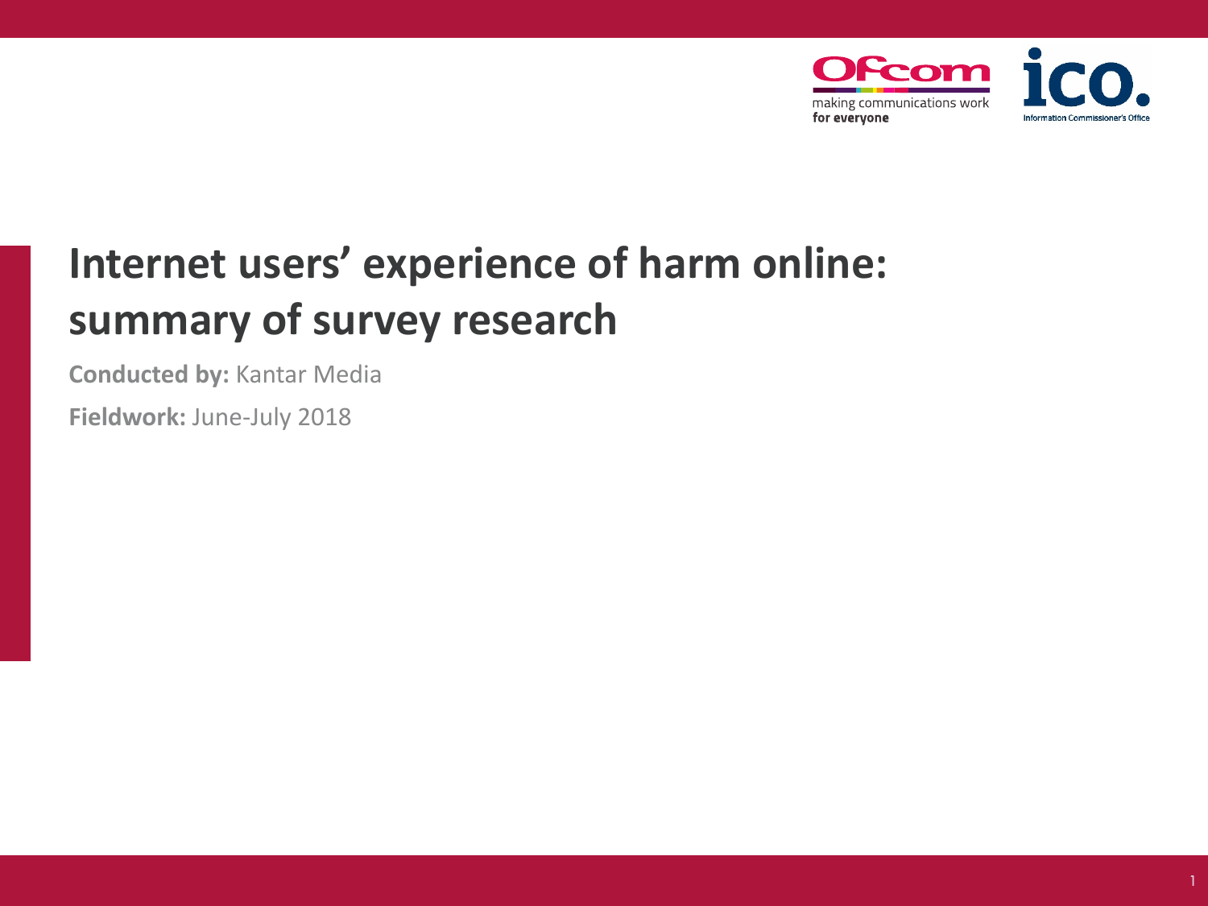# Internet users' experience of harm online: summary of survey research

**Conducted by:** Kantar Media

**Fieldwork:** June-July 2018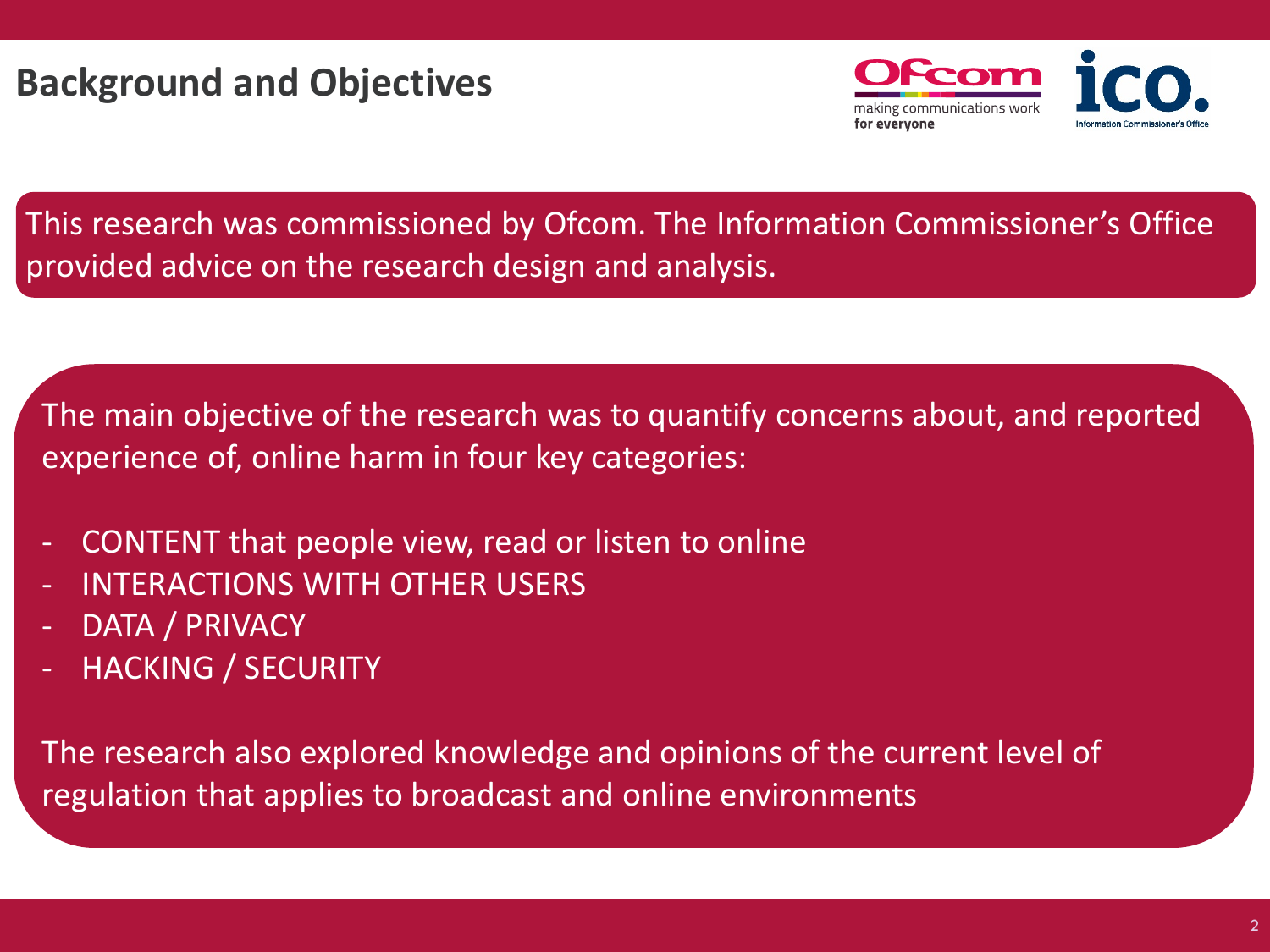# Background and Objectives

This research was commissioned by Ofcom. The Information Commissioner's Office provided advice on the research design and analysis.

The main objective of the research was to quantify concerns about, and reported experience of, online harm in four key categories:

- CONTENT that people view, read or listen to online
- INTERACTIONS WITH OTHER USERS
- DATA / PRIVACY
- HACKING / SECURITY

The research also explored knowledge and opinions of the current level of regulation that applies to broadcast and online environments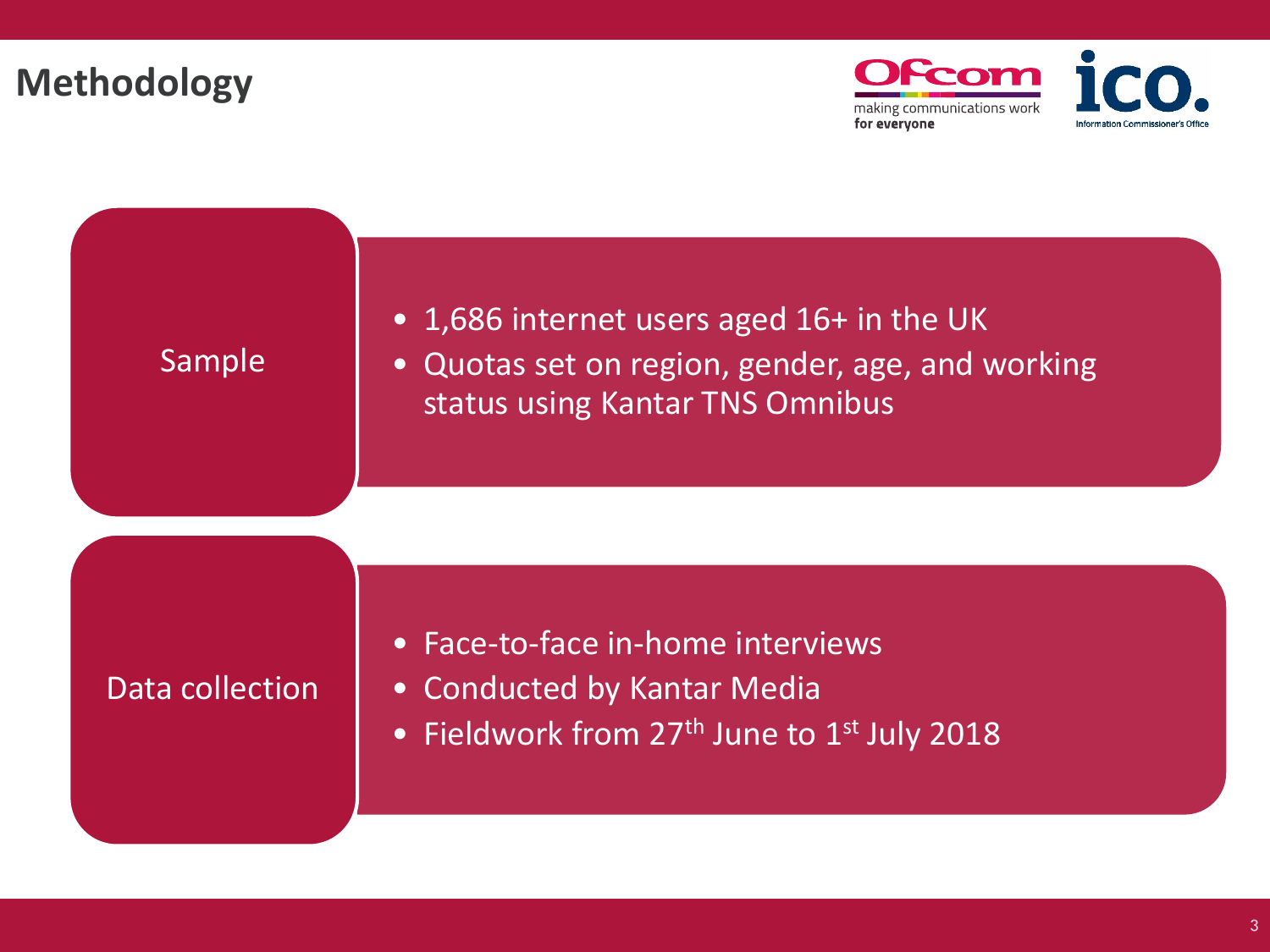# Methodology

## Sample

- 1,686 internet users aged 16+ in the UK
- Quotas set on region, gender, age, and working status using Kantar TNS Omnibus

## Data collection

- Face-to-face in-home interviews
- Conducted by Kantar Media
- Fieldwork from 27th June to 1st July 2018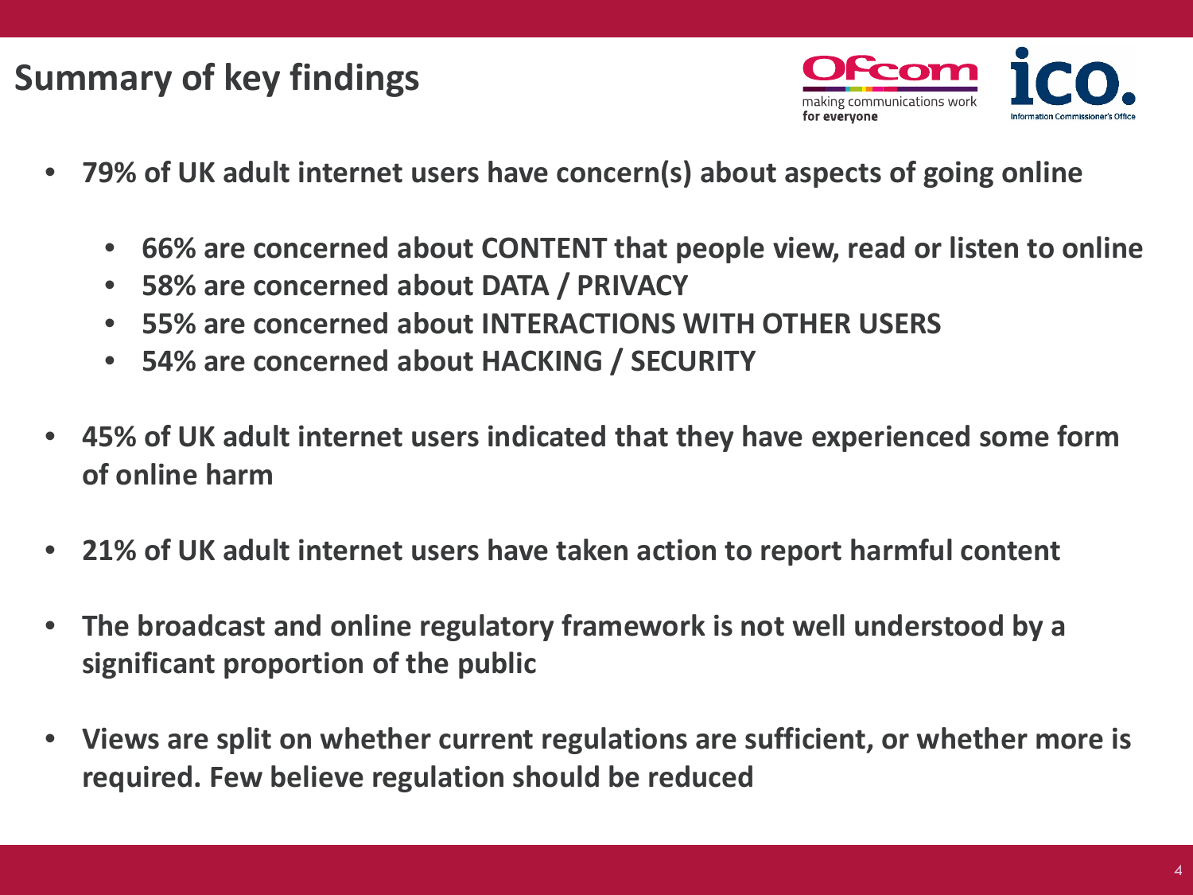# Summary of key findings

- **79% of UK adult internet users have concern(s) about aspects of going online**
  - **66% are concerned about CONTENT that people view, read or listen to online**
  - **58% are concerned about DATA / PRIVACY**
  - **55% are concerned about INTERACTIONS WITH OTHER USERS**
  - **54% are concerned about HACKING / SECURITY**
- **45% of UK adult internet users indicated that they have experienced some form of online harm**
- **21% of UK adult internet users have taken action to report harmful content**
- **The broadcast and online regulatory framework is not well understood by a significant proportion of the public**
- **Views are split on whether current regulations are sufficient, or whether more is required. Few believe regulation should be reduced**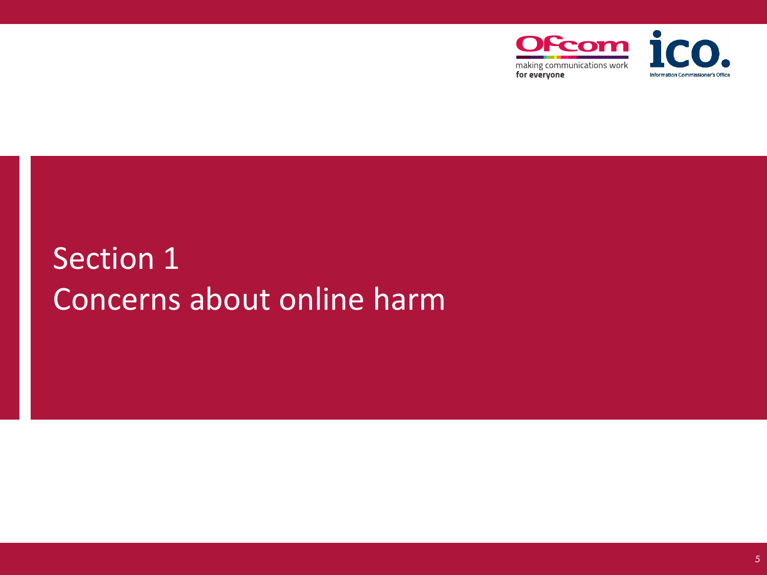# Section 1
# Concerns about online harm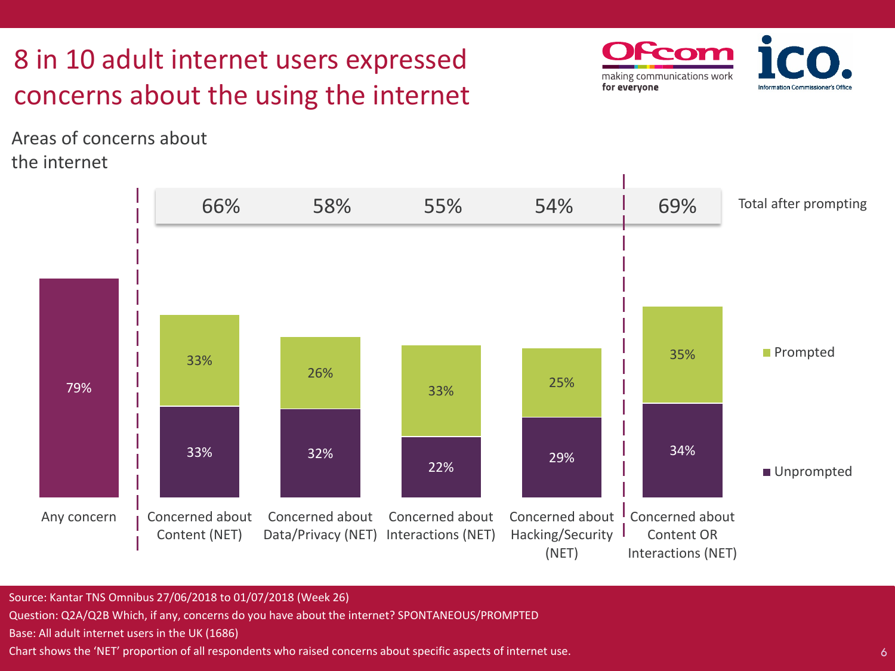# 8 in 10 adult internet users expressed concerns about the using the internet

Areas of concerns about the internet

| | Any concern | Concerned about Content (NET) | Concerned about Data/Privacy (NET) | Concerned about Interactions (NET) | Concerned about Hacking/Security (NET) | Concerned about Content OR Interactions (NET) |
|---|---|---|---|---|---|---|
| Total after prompting | | 66% | 58% | 55% | 54% | 69% |
| Prompted | | 33% | 26% | 33% | 25% | 35% |
| Unprompted | | 33% | 32% | 22% | 29% | 34% |
| Any concern | 79% | | | | | |

Source: Kantar TNS Omnibus 27/06/2018 to 01/07/2018 (Week 26)

Question: Q2A/Q2B Which, if any, concerns do you have about the internet? SPONTANEOUS/PROMPTED

Base: All adult internet users in the UK (1686)

Chart shows the 'NET' proportion of all respondents who raised concerns about specific aspects of internet use.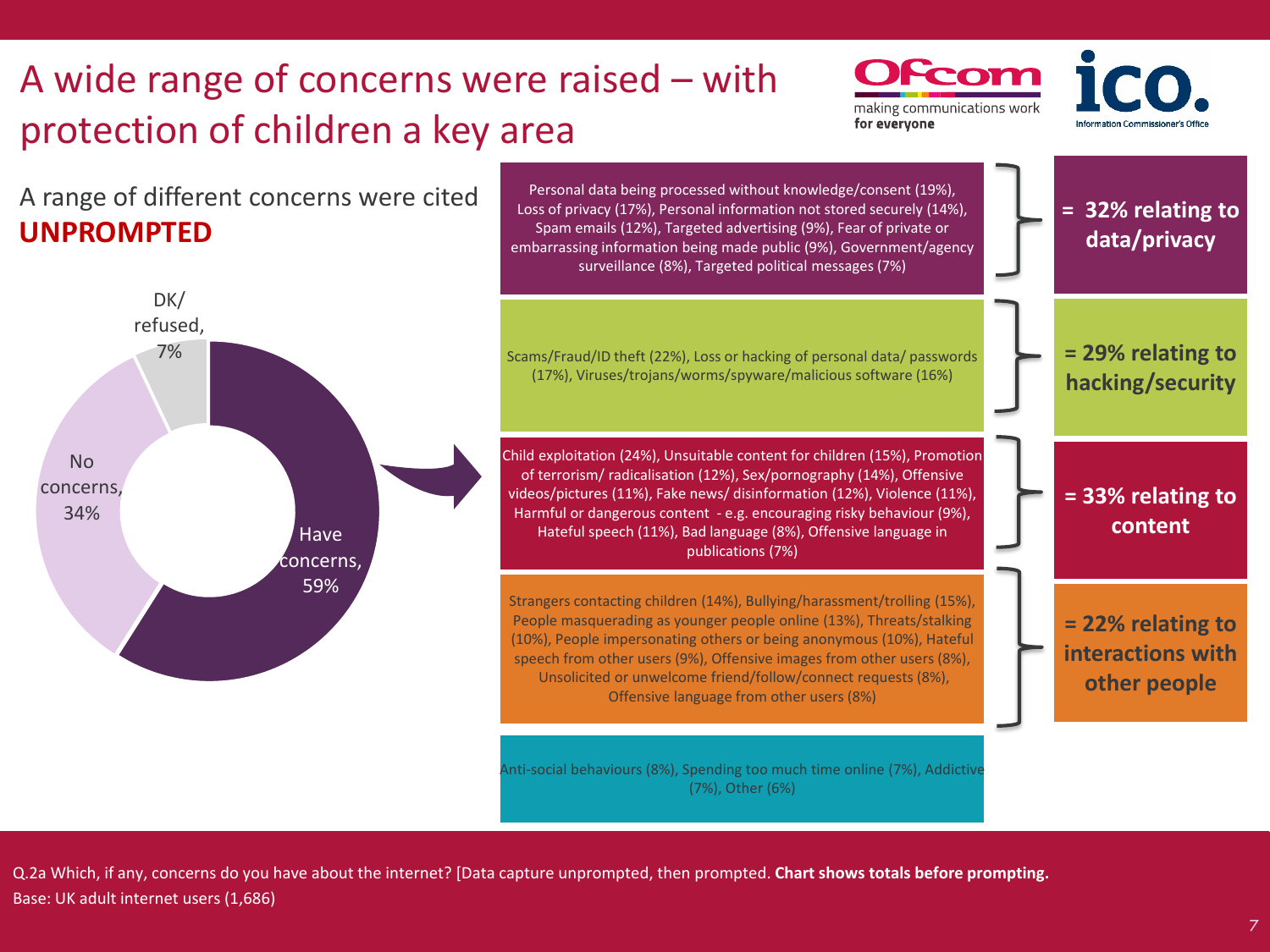# A wide range of concerns were raised – with protection of children a key area

A range of different concerns were cited **UNPROMPTED**

- Have concerns, 59%
- No concerns, 34%
- DK/ refused, 7%

| Concerns | Category |
| --- | --- |
| Personal data being processed without knowledge/consent (19%), Loss of privacy (17%), Personal information not stored securely (14%), Spam emails (12%), Targeted advertising (9%), Fear of private or embarrassing information being made public (9%), Government/agency surveillance (8%), Targeted political messages (7%) | **= 32% relating to data/privacy** |
| Scams/Fraud/ID theft (22%), Loss or hacking of personal data/ passwords (17%), Viruses/trojans/worms/spyware/malicious software (16%) | **= 29% relating to hacking/security** |
| Child exploitation (24%), Unsuitable content for children (15%), Promotion of terrorism/ radicalisation (12%), Sex/pornography (14%), Offensive videos/pictures (11%), Fake news/ disinformation (12%), Violence (11%), Harmful or dangerous content - e.g. encouraging risky behaviour (9%), Hateful speech (11%), Bad language (8%), Offensive language in publications (7%) | **= 33% relating to content** |
| Strangers contacting children (14%), Bullying/harassment/trolling (15%), People masquerading as younger people online (13%), Threats/stalking (10%), People impersonating others or being anonymous (10%), Hateful speech from other users (9%), Offensive images from other users (8%), Unsolicited or unwelcome friend/follow/connect requests (8%), Offensive language from other users (8%) | **= 22% relating to interactions with other people** |
| Anti-social behaviours (8%), Spending too much time online (7%), Addictive (7%), Other (6%) | |

Q.2a Which, if any, concerns do you have about the internet? [Data capture unprompted, then prompted. **Chart shows totals before prompting.**
Base: UK adult internet users (1,686)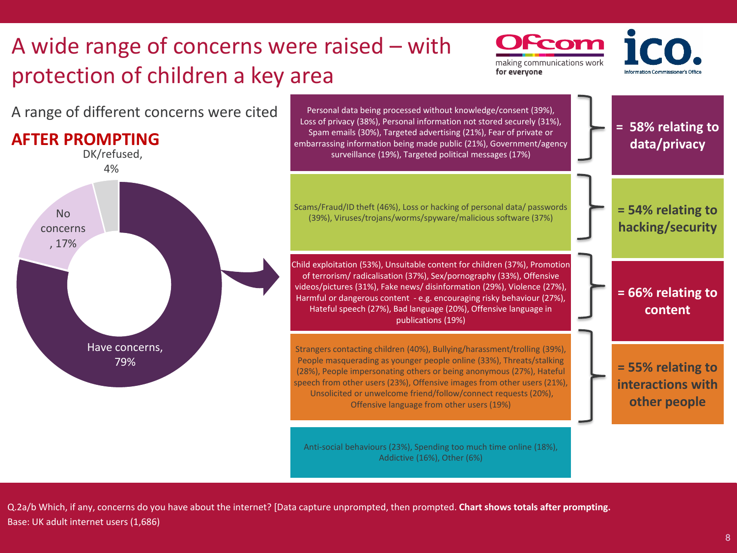# A wide range of concerns were raised – with protection of children a key area

A range of different concerns were cited

**AFTER PROMPTING**

- Have concerns, 79%
- No concerns, 17%
- DK/refused, 4%

| Concerns | Category |
| --- | --- |
| Personal data being processed without knowledge/consent (39%), Loss of privacy (38%), Personal information not stored securely (31%), Spam emails (30%), Targeted advertising (21%), Fear of private or embarrassing information being made public (21%), Government/agency surveillance (19%), Targeted political messages (17%) | **= 58% relating to data/privacy** |
| Scams/Fraud/ID theft (46%), Loss or hacking of personal data/ passwords (39%), Viruses/trojans/worms/spyware/malicious software (37%) | **= 54% relating to hacking/security** |
| Child exploitation (53%), Unsuitable content for children (37%), Promotion of terrorism/ radicalisation (37%), Sex/pornography (33%), Offensive videos/pictures (31%), Fake news/ disinformation (29%), Violence (27%), Harmful or dangerous content - e.g. encouraging risky behaviour (27%), Hateful speech (27%), Bad language (20%), Offensive language in publications (19%) | **= 66% relating to content** |
| Strangers contacting children (40%), Bullying/harassment/trolling (39%), People masquerading as younger people online (33%), Threats/stalking (28%), People impersonating others or being anonymous (27%), Hateful speech from other users (23%), Offensive images from other users (21%), Unsolicited or unwelcome friend/follow/connect requests (20%), Offensive language from other users (19%) | **= 55% relating to interactions with other people** |
| Anti-social behaviours (23%), Spending too much time online (18%), Addictive (16%), Other (6%) | |

Q.2a/b Which, if any, concerns do you have about the internet? [Data capture unprompted, then prompted. **Chart shows totals after prompting.**
Base: UK adult internet users (1,686)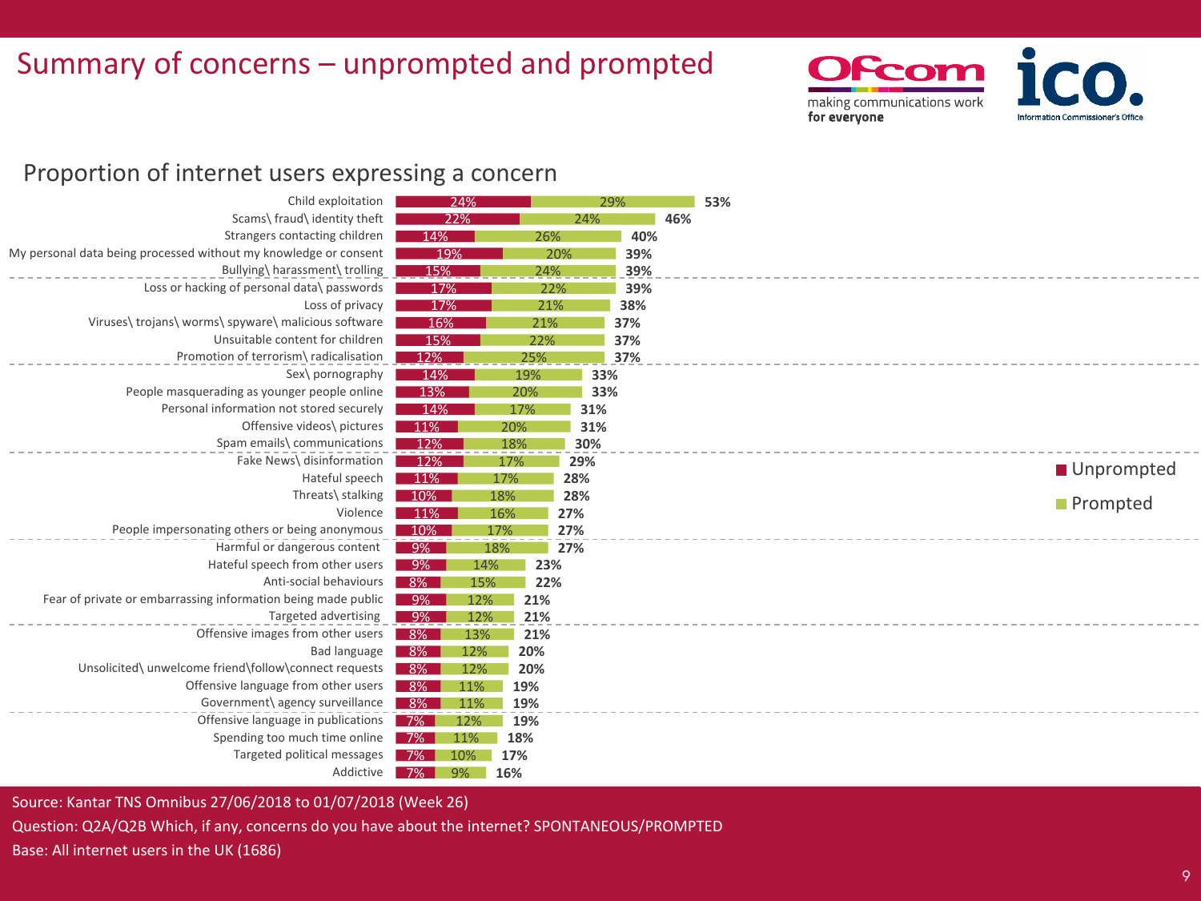# Summary of concerns – unprompted and prompted

## Proportion of internet users expressing a concern

| Concern | Unprompted | Prompted | Total |
|---|---|---|---|
| Child exploitation | 24% | 29% | 53% |
| Scams\ fraud\ identity theft | 22% | 24% | 46% |
| Strangers contacting children | 14% | 26% | 40% |
| My personal data being processed without my knowledge or consent | 19% | 20% | 39% |
| Bullying\ harassment\ trolling | 15% | 24% | 39% |
| Loss or hacking of personal data\ passwords | 17% | 22% | 39% |
| Loss of privacy | 17% | 21% | 38% |
| Viruses\ trojans\ worms\ spyware\ malicious software | 16% | 21% | 37% |
| Unsuitable content for children | 15% | 22% | 37% |
| Promotion of terrorism\ radicalisation | 12% | 25% | 37% |
| Sex\ pornography | 14% | 19% | 33% |
| People masquerading as younger people online | 13% | 20% | 33% |
| Personal information not stored securely | 14% | 17% | 31% |
| Offensive videos\ pictures | 11% | 20% | 31% |
| Spam emails\ communications | 12% | 18% | 30% |
| Fake News\ disinformation | 12% | 17% | 29% |
| Hateful speech | 11% | 17% | 28% |
| Threats\ stalking | 10% | 18% | 28% |
| Violence | 11% | 16% | 27% |
| People impersonating others or being anonymous | 10% | 17% | 27% |
| Harmful or dangerous content | 9% | 18% | 27% |
| Hateful speech from other users | 9% | 14% | 23% |
| Anti-social behaviours | 8% | 15% | 22% |
| Fear of private or embarrassing information being made public | 9% | 12% | 21% |
| Targeted advertising | 9% | 12% | 21% |
| Offensive images from other users | 8% | 13% | 21% |
| Bad language | 8% | 12% | 20% |
| Unsolicited\ unwelcome friend\follow\connect requests | 8% | 12% | 20% |
| Offensive language from other users | 8% | 11% | 19% |
| Government\ agency surveillance | 8% | 11% | 19% |
| Offensive language in publications | 7% | 12% | 19% |
| Spending too much time online | 7% | 11% | 18% |
| Targeted political messages | 7% | 10% | 17% |
| Addictive | 7% | 9% | 16% |

Source: Kantar TNS Omnibus 27/06/2018 to 01/07/2018 (Week 26)

Question: Q2A/Q2B Which, if any, concerns do you have about the internet? SPONTANEOUS/PROMPTED

Base: All internet users in the UK (1686)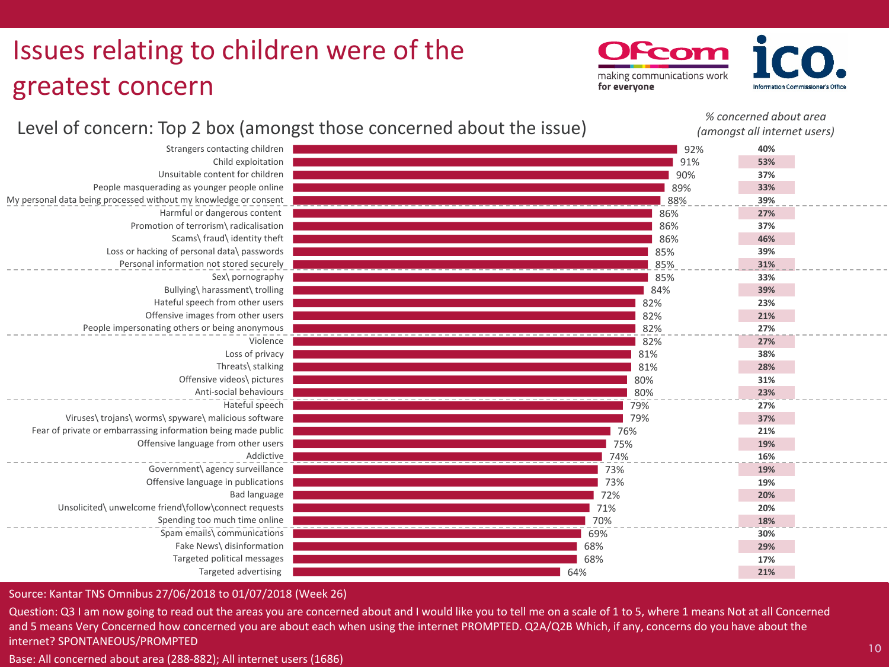# Issues relating to children were of the greatest concern

## Level of concern: Top 2 box (amongst those concerned about the issue)

| Issue | Level of concern: Top 2 box (amongst those concerned about the issue) | % concerned about area (amongst all internet users) |
|---|---|---|
| Strangers contacting children | 92% | 40% |
| Child exploitation | 91% | 53% |
| Unsuitable content for children | 90% | 37% |
| People masquerading as younger people online | 89% | 33% |
| My personal data being processed without my knowledge or consent | 88% | 39% |
| Harmful or dangerous content | 86% | 27% |
| Promotion of terrorism\ radicalisation | 86% | 37% |
| Scams\ fraud\ identity theft | 86% | 46% |
| Loss or hacking of personal data\ passwords | 85% | 39% |
| Personal information not stored securely | 85% | 31% |
| Sex\ pornography | 85% | 33% |
| Bullying\ harassment\ trolling | 84% | 39% |
| Hateful speech from other users | 82% | 23% |
| Offensive images from other users | 82% | 21% |
| People impersonating others or being anonymous | 82% | 27% |
| Violence | 82% | 27% |
| Loss of privacy | 81% | 38% |
| Threats\ stalking | 81% | 28% |
| Offensive videos\ pictures | 80% | 31% |
| Anti-social behaviours | 80% | 23% |
| Hateful speech | 79% | 27% |
| Viruses\ trojans\ worms\ spyware\ malicious software | 79% | 37% |
| Fear of private or embarrassing information being made public | 76% | 21% |
| Offensive language from other users | 75% | 19% |
| Addictive | 74% | 16% |
| Government\ agency surveillance | 73% | 19% |
| Offensive language in publications | 73% | 19% |
| Bad language | 72% | 20% |
| Unsolicited\ unwelcome friend\follow\connect requests | 71% | 20% |
| Spending too much time online | 70% | 18% |
| Spam emails\ communications | 69% | 30% |
| Fake News\ disinformation | 68% | 29% |
| Targeted political messages | 68% | 17% |
| Targeted advertising | 64% | 21% |

Source: Kantar TNS Omnibus 27/06/2018 to 01/07/2018 (Week 26)

Question: Q3 I am now going to read out the areas you are concerned about and I would like you to tell me on a scale of 1 to 5, where 1 means Not at all Concerned and 5 means Very Concerned how concerned you are about each when using the internet PROMPTED. Q2A/Q2B Which, if any, concerns do you have about the internet? SPONTANEOUS/PROMPTED

Base: All concerned about area (288-882); All internet users (1686)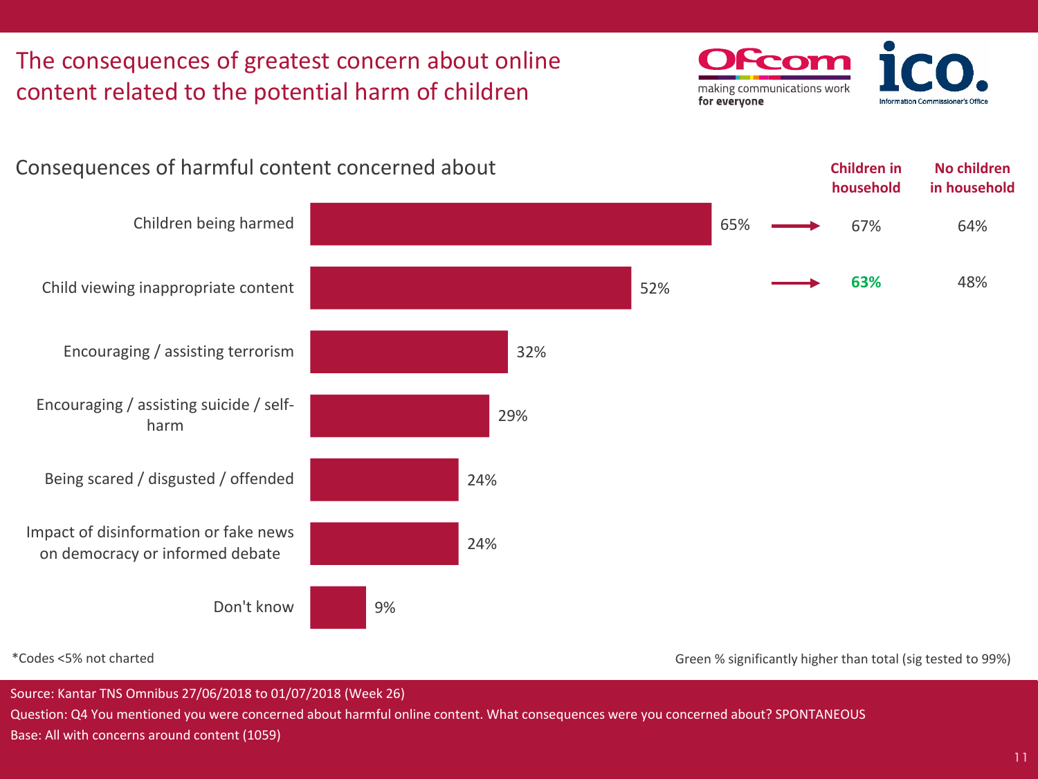# The consequences of greatest concern about online content related to the potential harm of children

## Consequences of harmful content concerned about

| Consequence | Total | Children in household | No children in household |
|---|---|---|---|
| Children being harmed | 65% | 67% | 64% |
| Child viewing inappropriate content | 52% | **63%** | 48% |
| Encouraging / assisting terrorism | 32% | | |
| Encouraging / assisting suicide / self-harm | 29% | | |
| Being scared / disgusted / offended | 24% | | |
| Impact of disinformation or fake news on democracy or informed debate | 24% | | |
| Don't know | 9% | | |

*Codes <5% not charted

Green % significantly higher than total (sig tested to 99%)

Source: Kantar TNS Omnibus 27/06/2018 to 01/07/2018 (Week 26)

Question: Q4 You mentioned you were concerned about harmful online content. What consequences were you concerned about? SPONTANEOUS

Base: All with concerns around content (1059)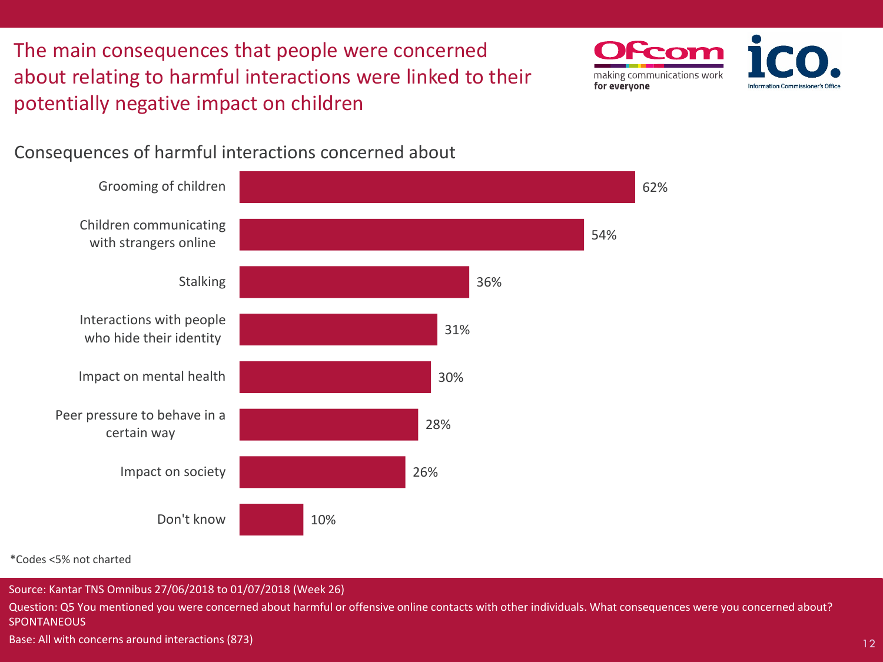# The main consequences that people were concerned about relating to harmful interactions were linked to their potentially negative impact on children

## Consequences of harmful interactions concerned about

| Consequence | % |
| --- | --- |
| Grooming of children | 62% |
| Children communicating with strangers online | 54% |
| Stalking | 36% |
| Interactions with people who hide their identity | 31% |
| Impact on mental health | 30% |
| Peer pressure to behave in a certain way | 28% |
| Impact on society | 26% |
| Don't know | 10% |

*Codes <5% not charted

Source: Kantar TNS Omnibus 27/06/2018 to 01/07/2018 (Week 26)

Question: Q5 You mentioned you were concerned about harmful or offensive online contacts with other individuals. What consequences were you concerned about? SPONTANEOUS

Base: All with concerns around interactions (873)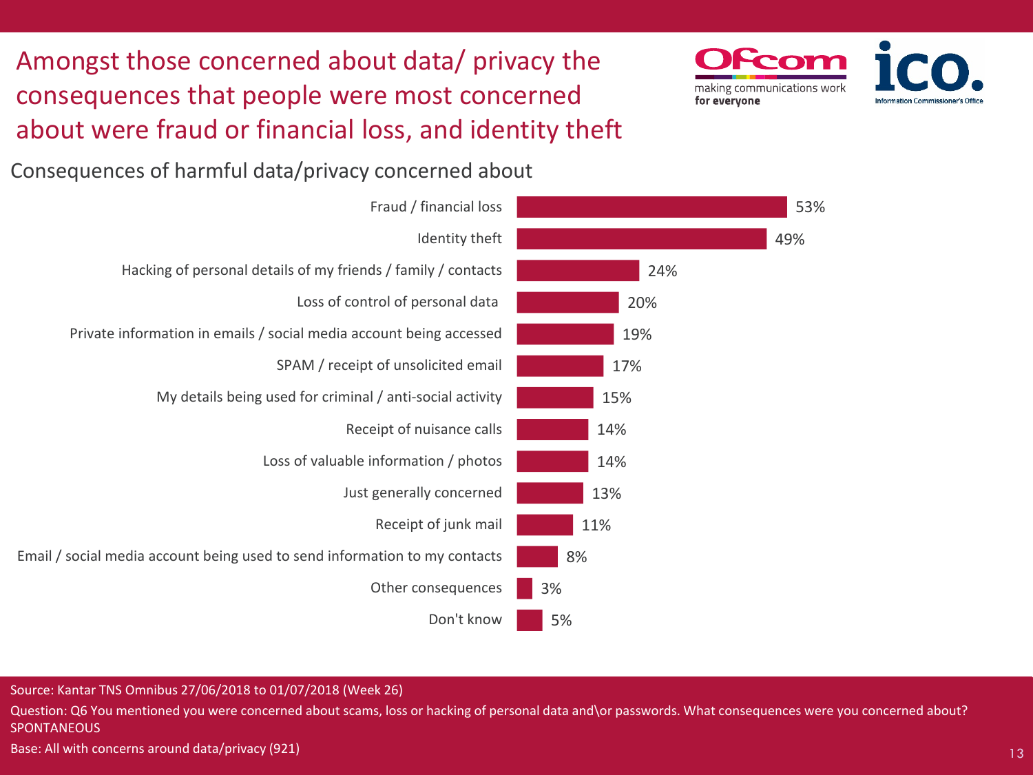# Amongst those concerned about data/ privacy the consequences that people were most concerned about were fraud or financial loss, and identity theft

## Consequences of harmful data/privacy concerned about

| Consequence | % |
| --- | --- |
| Fraud / financial loss | 53% |
| Identity theft | 49% |
| Hacking of personal details of my friends / family / contacts | 24% |
| Loss of control of personal data | 20% |
| Private information in emails / social media account being accessed | 19% |
| SPAM / receipt of unsolicited email | 17% |
| My details being used for criminal / anti-social activity | 15% |
| Receipt of nuisance calls | 14% |
| Loss of valuable information / photos | 14% |
| Just generally concerned | 13% |
| Receipt of junk mail | 11% |
| Email / social media account being used to send information to my contacts | 8% |
| Other consequences | 3% |
| Don't know | 5% |

Source: Kantar TNS Omnibus 27/06/2018 to 01/07/2018 (Week 26)

Question: Q6 You mentioned you were concerned about scams, loss or hacking of personal data and\or passwords. What consequences were you concerned about? SPONTANEOUS

Base: All with concerns around data/privacy (921)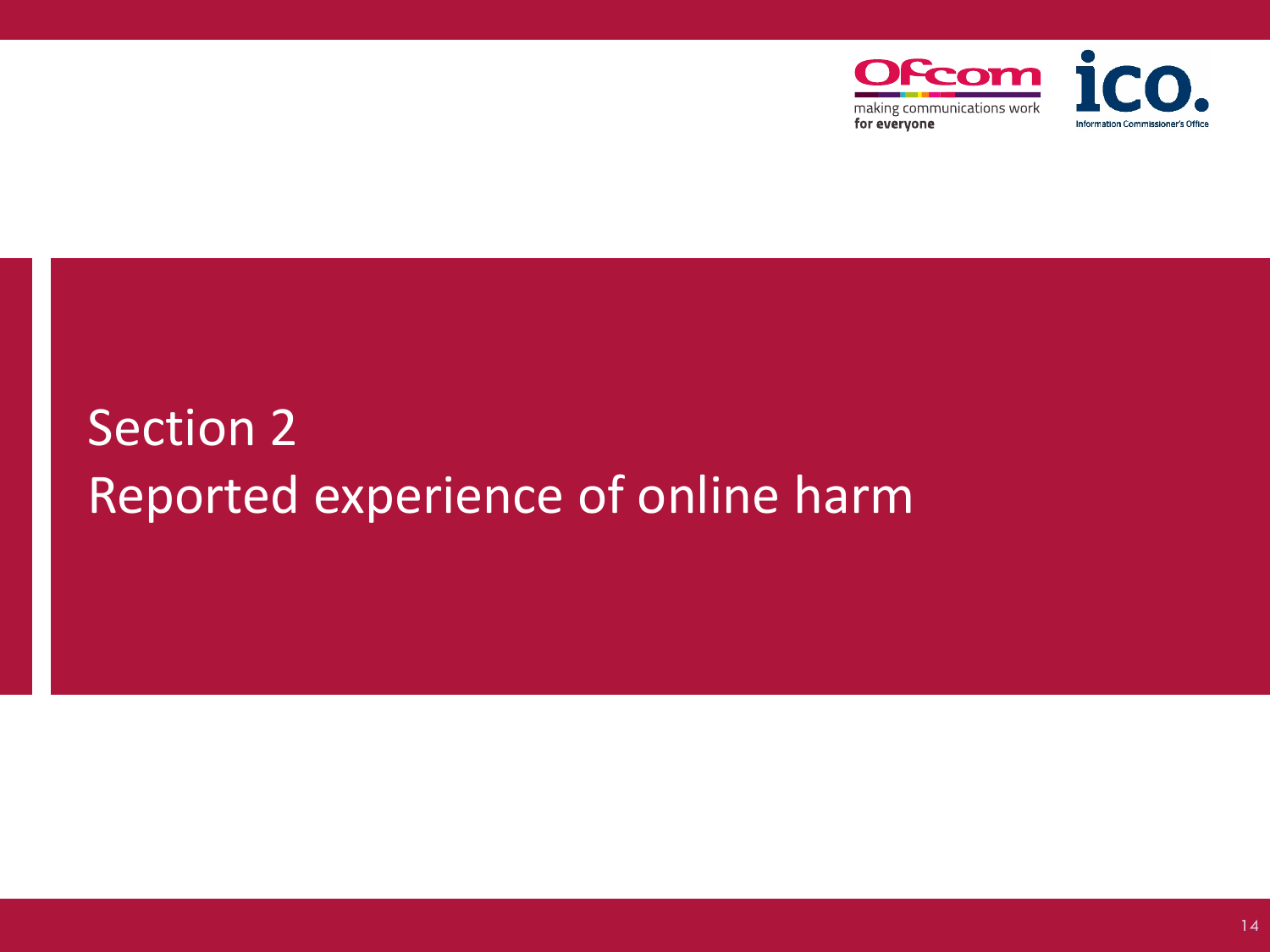# Section 2
## Reported experience of online harm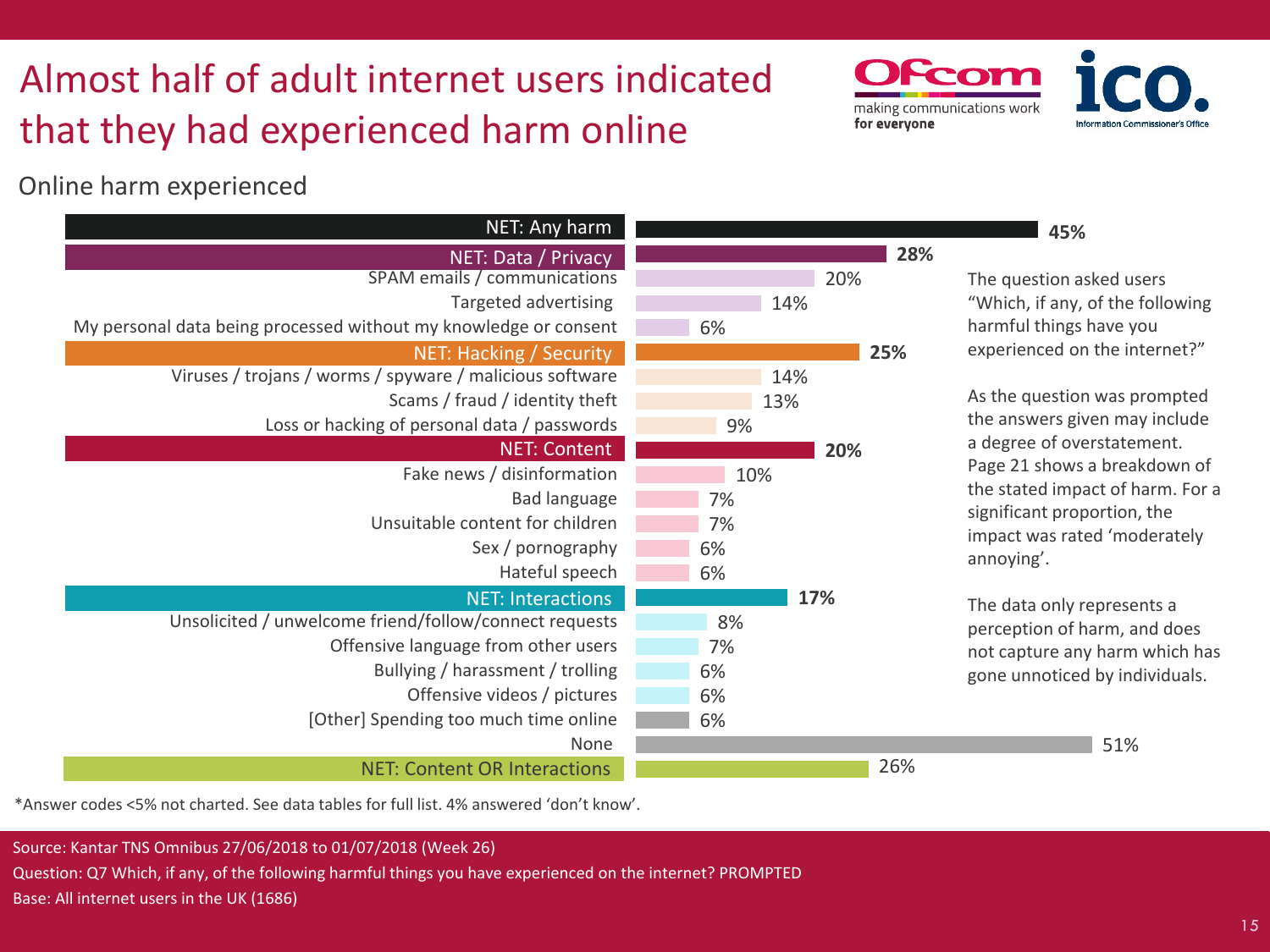# Almost half of adult internet users indicated that they had experienced harm online

## Online harm experienced

| Online harm experienced | % |
|---|---|
| **NET: Any harm** | **45%** |
| **NET: Data / Privacy** | **28%** |
| SPAM emails / communications | 20% |
| Targeted advertising | 14% |
| My personal data being processed without my knowledge or consent | 6% |
| **NET: Hacking / Security** | **25%** |
| Viruses / trojans / worms / spyware / malicious software | 14% |
| Scams / fraud / identity theft | 13% |
| Loss or hacking of personal data / passwords | 9% |
| **NET: Content** | **20%** |
| Fake news / disinformation | 10% |
| Bad language | 7% |
| Unsuitable content for children | 7% |
| Sex / pornography | 6% |
| Hateful speech | 6% |
| **NET: Interactions** | **17%** |
| Unsolicited / unwelcome friend/follow/connect requests | 8% |
| Offensive language from other users | 7% |
| Bullying / harassment / trolling | 6% |
| Offensive videos / pictures | 6% |
| [Other] Spending too much time online | 6% |
| None | 51% |
| NET: Content OR Interactions | 26% |

The question asked users "Which, if any, of the following harmful things have you experienced on the internet?"

As the question was prompted the answers given may include a degree of overstatement. Page 21 shows a breakdown of the stated impact of harm. For a significant proportion, the impact was rated 'moderately annoying'.

The data only represents a perception of harm, and does not capture any harm which has gone unnoticed by individuals.

*Answer codes <5% not charted. See data tables for full list. 4% answered 'don't know'.

Source: Kantar TNS Omnibus 27/06/2018 to 01/07/2018 (Week 26)
Question: Q7 Which, if any, of the following harmful things you have experienced on the internet? PROMPTED
Base: All internet users in the UK (1686)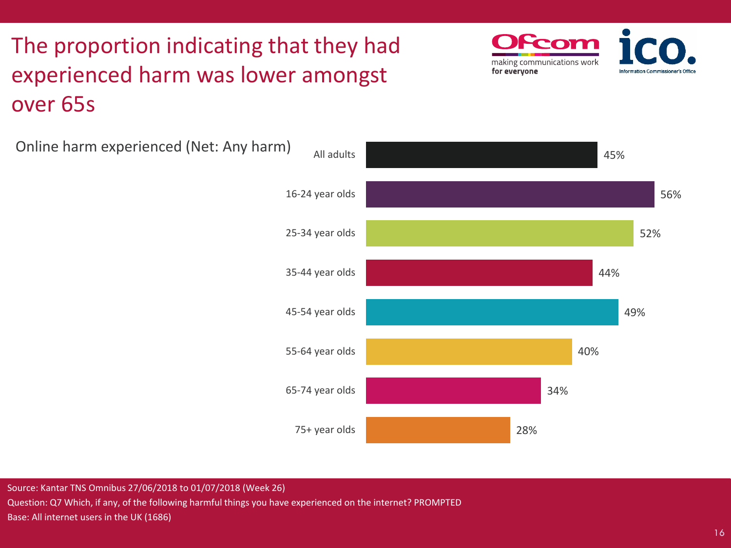# The proportion indicating that they had experienced harm was lower amongst over 65s

Online harm experienced (Net: Any harm)

| Group | Percentage |
|---|---|
| All adults | 45% |
| 16-24 year olds | 56% |
| 25-34 year olds | 52% |
| 35-44 year olds | 44% |
| 45-54 year olds | 49% |
| 55-64 year olds | 40% |
| 65-74 year olds | 34% |
| 75+ year olds | 28% |

Source: Kantar TNS Omnibus 27/06/2018 to 01/07/2018 (Week 26)
Question: Q7 Which, if any, of the following harmful things you have experienced on the internet? PROMPTED
Base: All internet users in the UK (1686)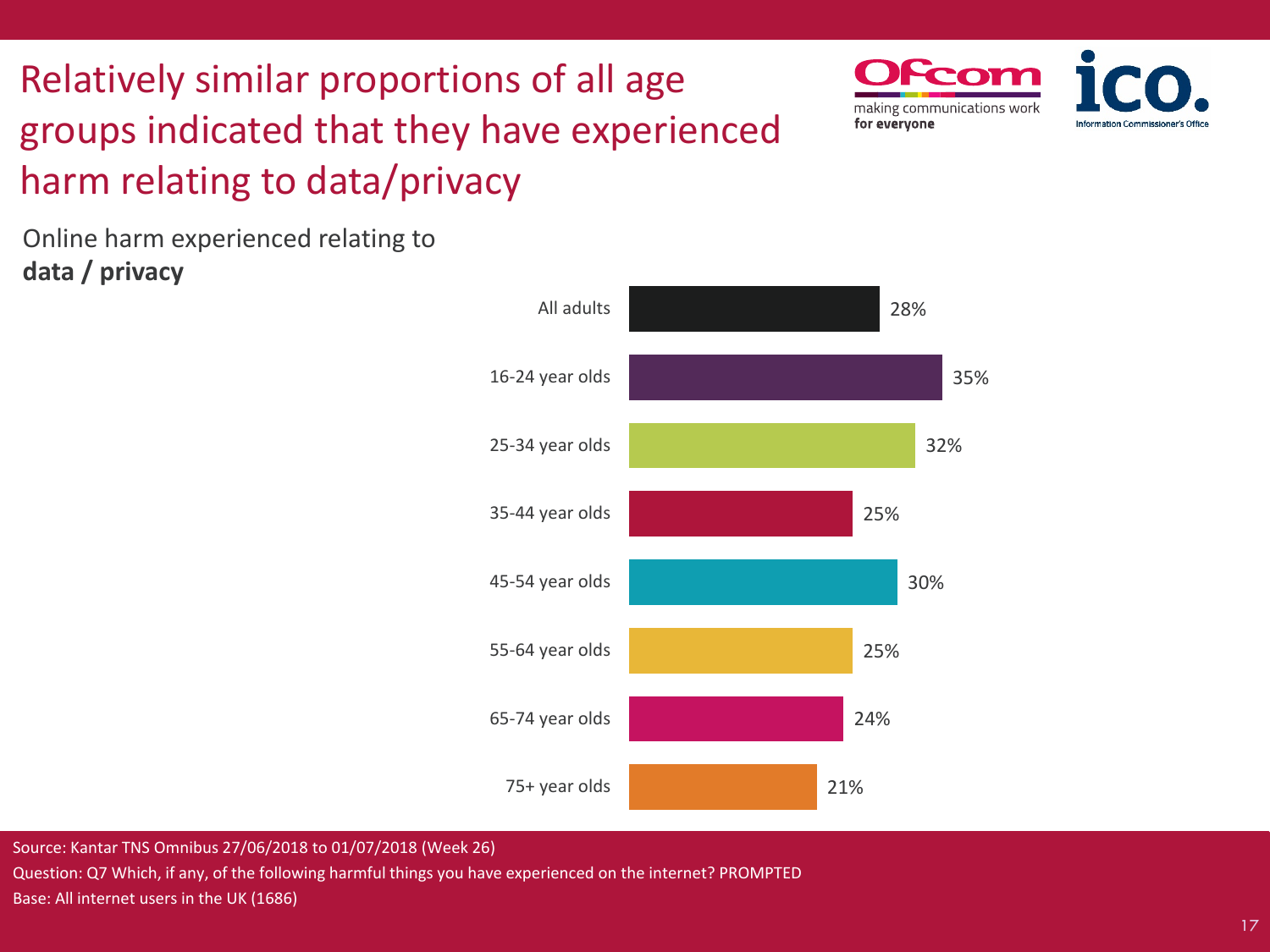# Relatively similar proportions of all age groups indicated that they have experienced harm relating to data/privacy

Online harm experienced relating to **data / privacy**

| Group | % |
|---|---|
| All adults | 28% |
| 16-24 year olds | 35% |
| 25-34 year olds | 32% |
| 35-44 year olds | 25% |
| 45-54 year olds | 30% |
| 55-64 year olds | 25% |
| 65-74 year olds | 24% |
| 75+ year olds | 21% |

Source: Kantar TNS Omnibus 27/06/2018 to 01/07/2018 (Week 26)

Question: Q7 Which, if any, of the following harmful things you have experienced on the internet? PROMPTED

Base: All internet users in the UK (1686)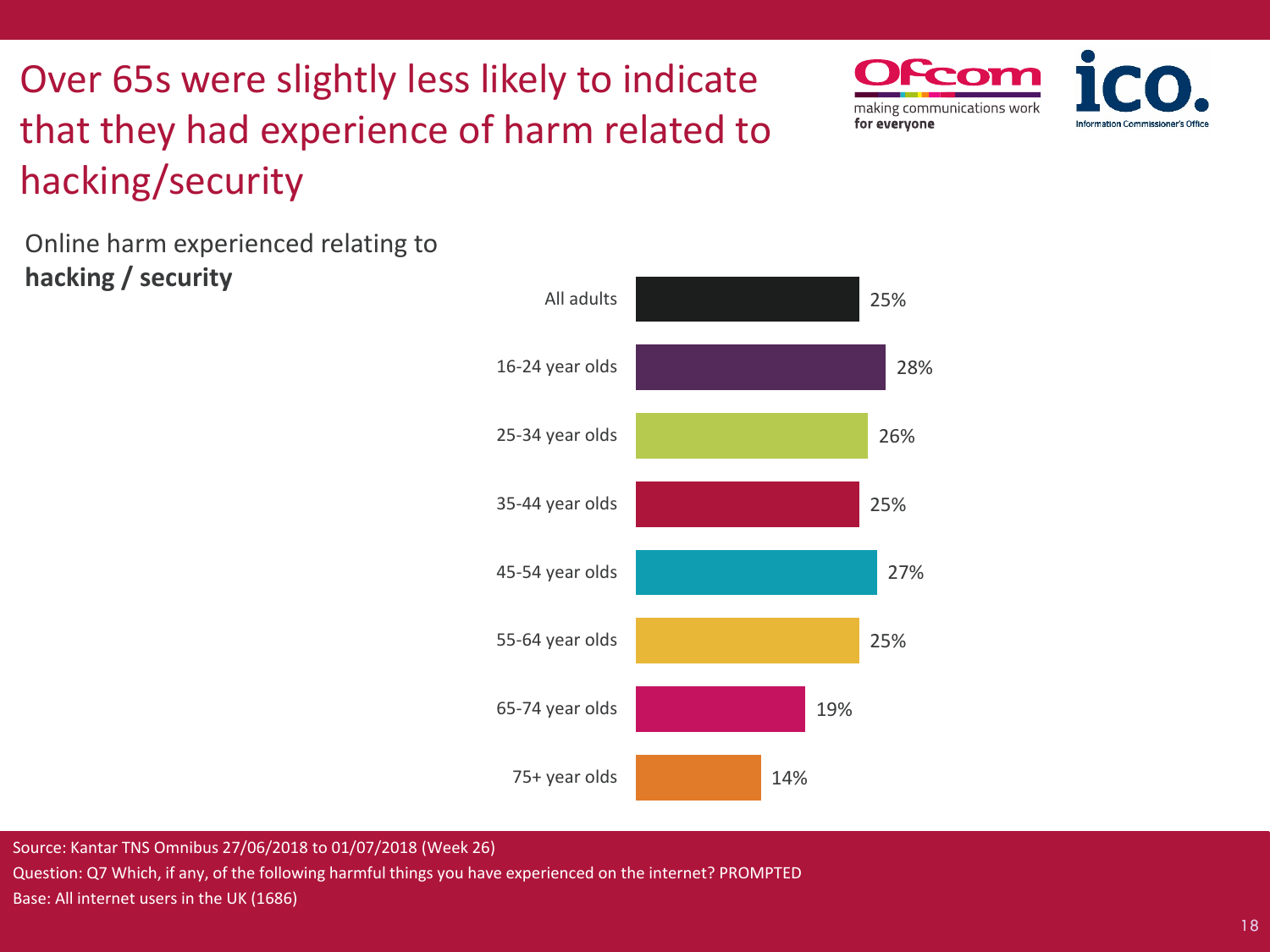# Over 65s were slightly less likely to indicate that they had experience of harm related to hacking/security

Online harm experienced relating to **hacking / security**

| | % |
|---|---|
| All adults | 25% |
| 16-24 year olds | 28% |
| 25-34 year olds | 26% |
| 35-44 year olds | 25% |
| 45-54 year olds | 27% |
| 55-64 year olds | 25% |
| 65-74 year olds | 19% |
| 75+ year olds | 14% |

Source: Kantar TNS Omnibus 27/06/2018 to 01/07/2018 (Week 26)

Question: Q7 Which, if any, of the following harmful things you have experienced on the internet? PROMPTED

Base: All internet users in the UK (1686)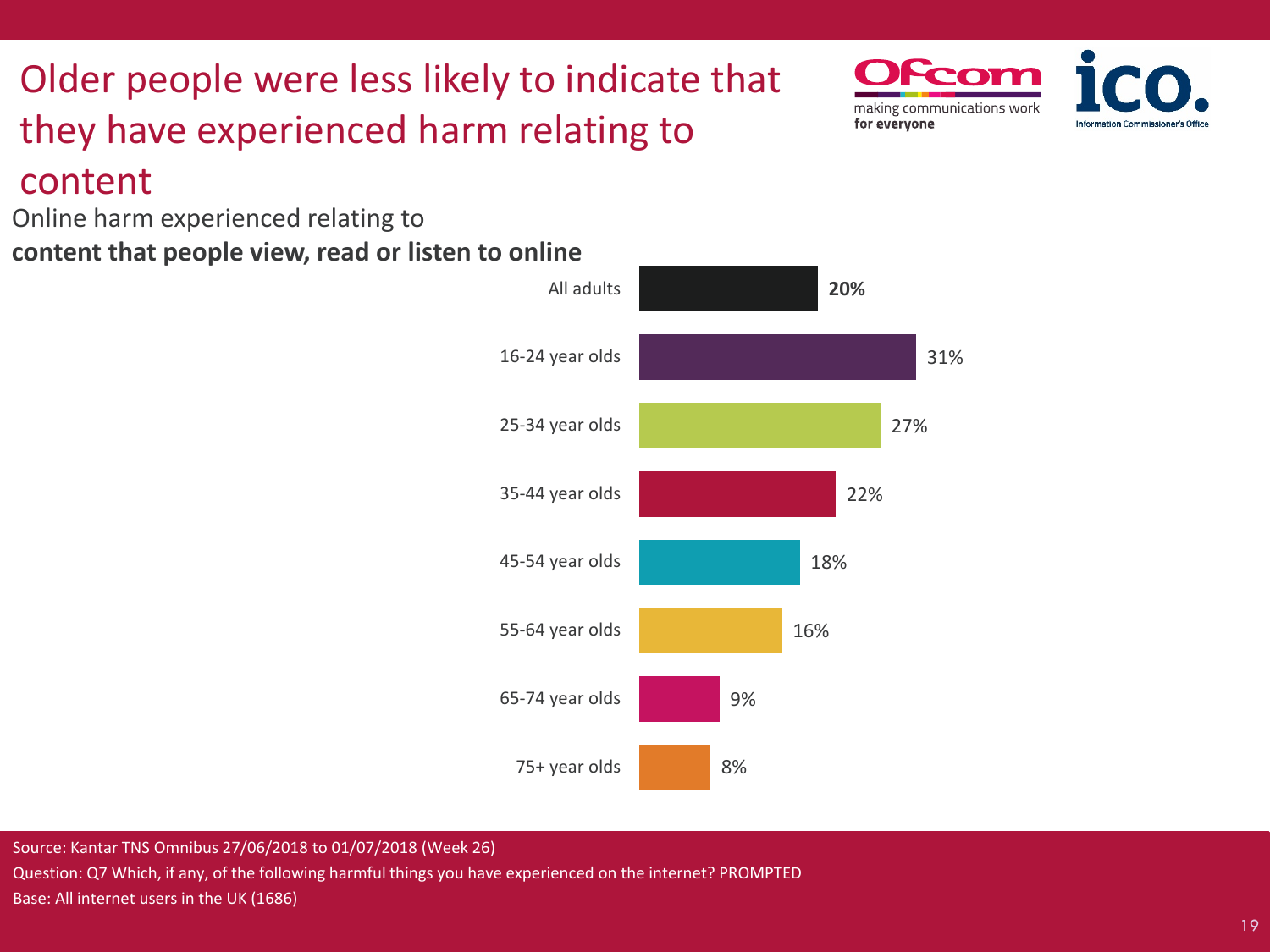# Older people were less likely to indicate that they have experienced harm relating to content

Online harm experienced relating to
**content that people view, read or listen to online**

| Age group | % |
|---|---|
| All adults | **20%** |
| 16-24 year olds | 31% |
| 25-34 year olds | 27% |
| 35-44 year olds | 22% |
| 45-54 year olds | 18% |
| 55-64 year olds | 16% |
| 65-74 year olds | 9% |
| 75+ year olds | 8% |

Source: Kantar TNS Omnibus 27/06/2018 to 01/07/2018 (Week 26)
Question: Q7 Which, if any, of the following harmful things you have experienced on the internet? PROMPTED
Base: All internet users in the UK (1686)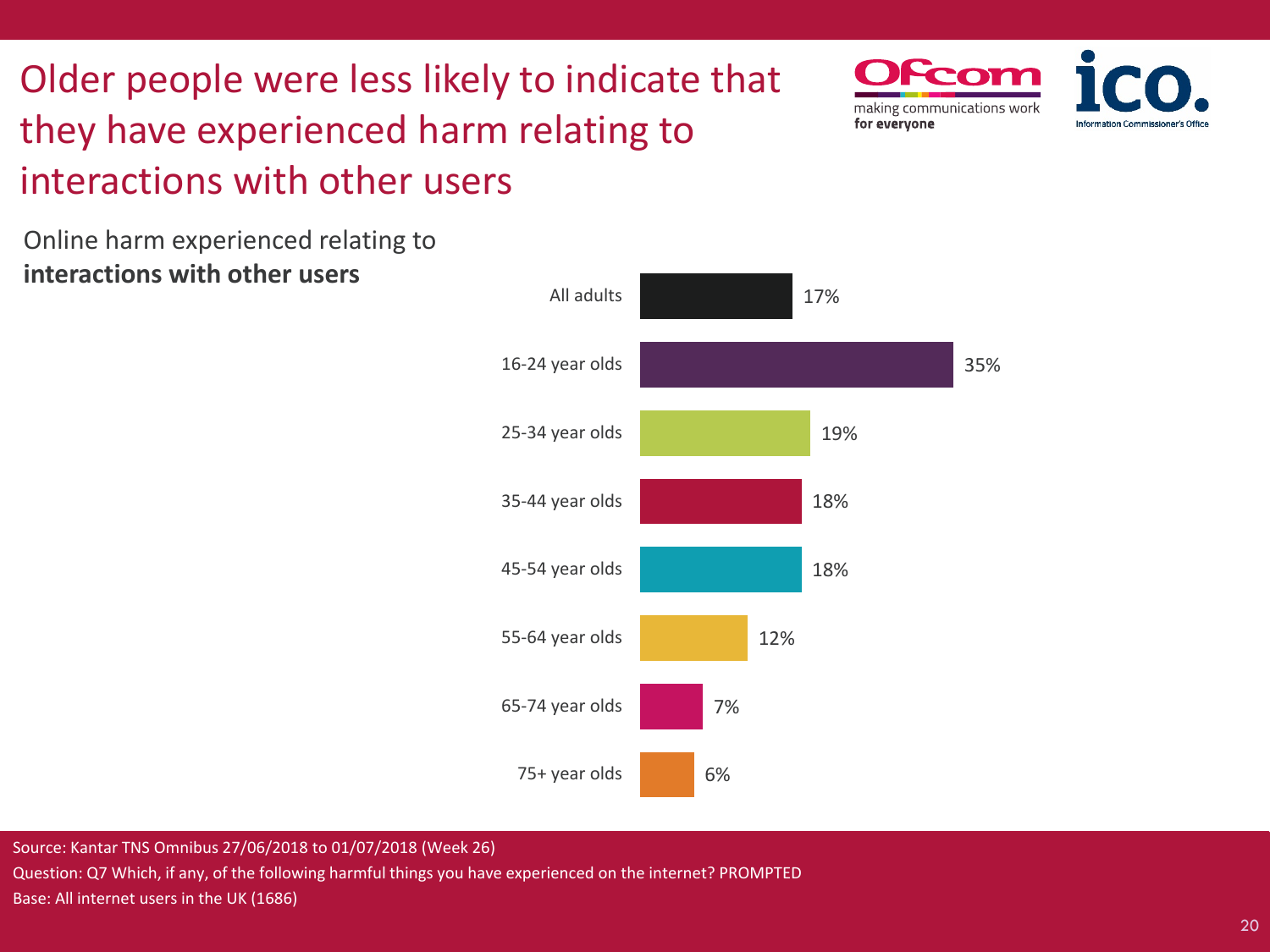# Older people were less likely to indicate that they have experienced harm relating to interactions with other users

Online harm experienced relating to **interactions with other users**

| Age group | % |
|---|---|
| All adults | 17% |
| 16-24 year olds | 35% |
| 25-34 year olds | 19% |
| 35-44 year olds | 18% |
| 45-54 year olds | 18% |
| 55-64 year olds | 12% |
| 65-74 year olds | 7% |
| 75+ year olds | 6% |

Source: Kantar TNS Omnibus 27/06/2018 to 01/07/2018 (Week 26)

Question: Q7 Which, if any, of the following harmful things you have experienced on the internet? PROMPTED

Base: All internet users in the UK (1686)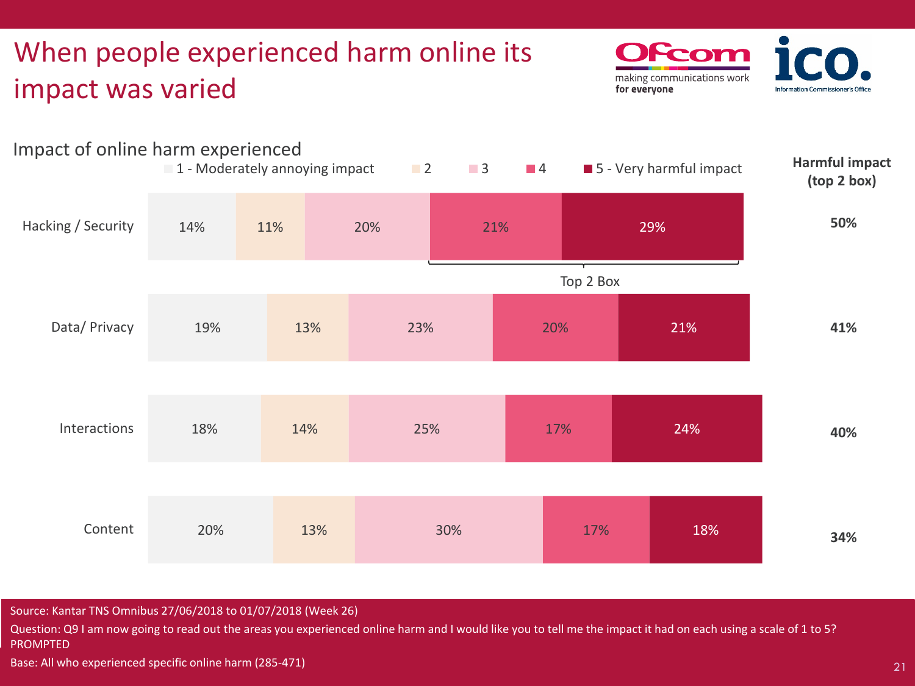# When people experienced harm online its impact was varied

## Impact of online harm experienced

| | 1 - Moderately annoying impact | 2 | 3 | 4 | 5 - Very harmful impact | Harmful impact (top 2 box) |
|---|---|---|---|---|---|---|
| Hacking / Security | 14% | 11% | 20% | 21% | 29% | **50%** |
| Data/ Privacy | 19% | 13% | 23% | 20% | 21% | **41%** |
| Interactions | 18% | 14% | 25% | 17% | 24% | **40%** |
| Content | 20% | 13% | 30% | 17% | 18% | **34%** |

Top 2 Box = 4 + 5 - Very harmful impact

Source: Kantar TNS Omnibus 27/06/2018 to 01/07/2018 (Week 26)

Question: Q9 I am now going to read out the areas you experienced online harm and I would like you to tell me the impact it had on each using a scale of 1 to 5? PROMPTED

Base: All who experienced specific online harm (285-471)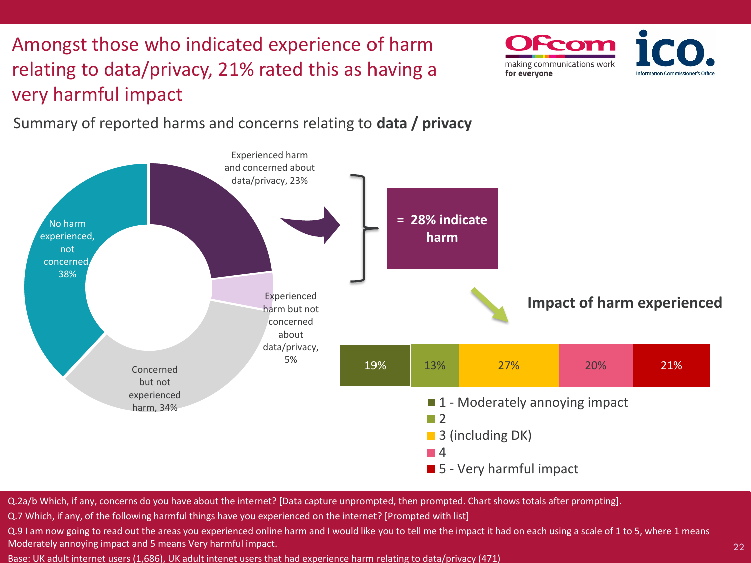# Amongst those who indicated experience of harm relating to data/privacy, 21% rated this as having a very harmful impact

Summary of reported harms and concerns relating to **data / privacy**

| Category | % |
|---|---|
| Experienced harm and concerned about data/privacy | 23% |
| Experienced harm but not concerned about data/privacy | 5% |
| Concerned but not experienced harm | 34% |
| No harm experienced, not concerned | 38% |

**= 28% indicate harm**

**Impact of harm experienced**

| 1 - Moderately annoying impact | 2 | 3 (including DK) | 4 | 5 - Very harmful impact |
|---|---|---|---|---|
| 19% | 13% | 27% | 20% | 21% |

Q.2a/b Which, if any, concerns do you have about the internet? [Data capture unprompted, then prompted. Chart shows totals after prompting].

Q.7 Which, if any, of the following harmful things have you experienced on the internet? [Prompted with list]

Q.9 I am now going to read out the areas you experienced online harm and I would like you to tell me the impact it had on each using a scale of 1 to 5, where 1 means Moderately annoying impact and 5 means Very harmful impact.

Base: UK adult internet users (1,686), UK adult intenet users that had experience harm relating to data/privacy (471)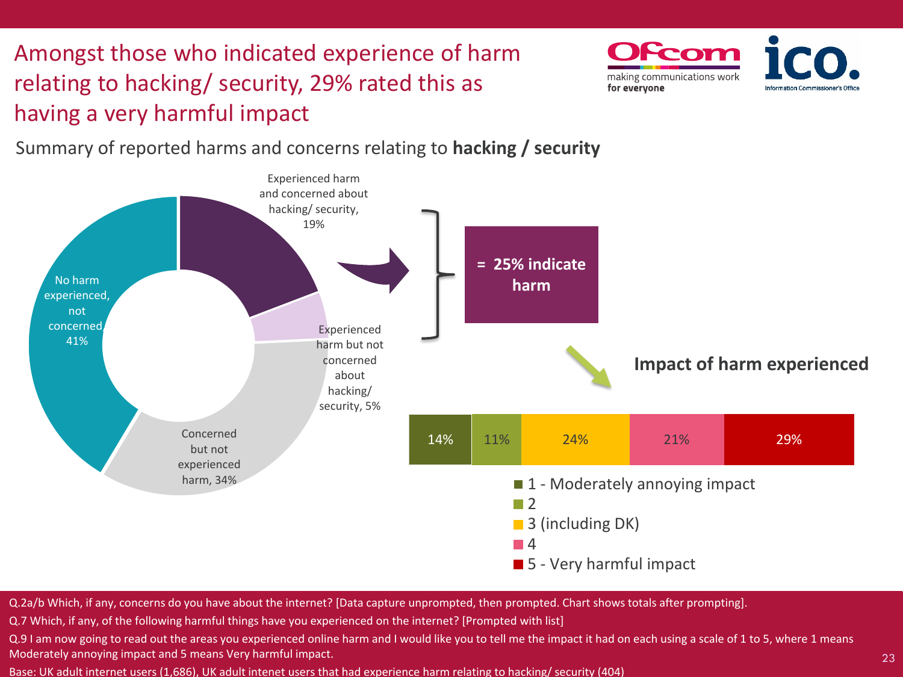# Amongst those who indicated experience of harm relating to hacking/ security, 29% rated this as having a very harmful impact

Summary of reported harms and concerns relating to **hacking / security**

- Experienced harm and concerned about hacking/ security, 19%
- Experienced harm but not concerned about hacking/ security, 5%
- Concerned but not experienced harm, 34%
- No harm experienced, not concerned, 41%

**= 25% indicate harm**

**Impact of harm experienced**

| 1 - Moderately annoying impact | 2 | 3 (including DK) | 4 | 5 - Very harmful impact |
|---|---|---|---|---|
| 14% | 11% | 24% | 21% | 29% |

Q.2a/b Which, if any, concerns do you have about the internet? [Data capture unprompted, then prompted. Chart shows totals after prompting].

Q.7 Which, if any, of the following harmful things have you experienced on the internet? [Prompted with list]

Q.9 I am now going to read out the areas you experienced online harm and I would like you to tell me the impact it had on each using a scale of 1 to 5, where 1 means Moderately annoying impact and 5 means Very harmful impact.

Base: UK adult internet users (1,686), UK adult intenet users that had experience harm relating to hacking/ security (404)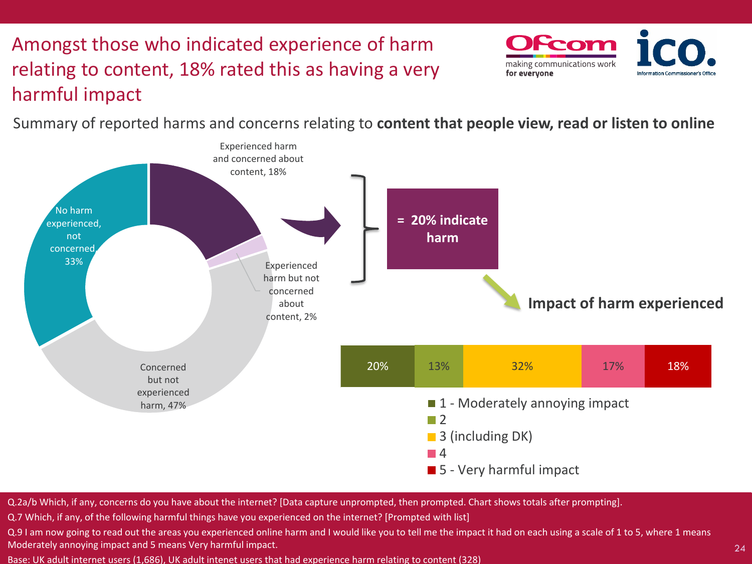# Amongst those who indicated experience of harm relating to content, 18% rated this as having a very harmful impact

Summary of reported harms and concerns relating to **content that people view, read or listen to online**

- Experienced harm and concerned about content, 18%
- Experienced harm but not concerned about content, 2%
- Concerned but not experienced harm, 47%
- No harm experienced, not concerned, 33%

**= 20% indicate harm**

**Impact of harm experienced**

| 1 - Moderately annoying impact | 2 | 3 (including DK) | 4 | 5 - Very harmful impact |
|---|---|---|---|---|
| 20% | 13% | 32% | 17% | 18% |

Q.2a/b Which, if any, concerns do you have about the internet? [Data capture unprompted, then prompted. Chart shows totals after prompting].

Q.7 Which, if any, of the following harmful things have you experienced on the internet? [Prompted with list]

Q.9 I am now going to read out the areas you experienced online harm and I would like you to tell me the impact it had on each using a scale of 1 to 5, where 1 means Moderately annoying impact and 5 means Very harmful impact.

Base: UK adult internet users (1,686), UK adult intenet users that had experience harm relating to content (328)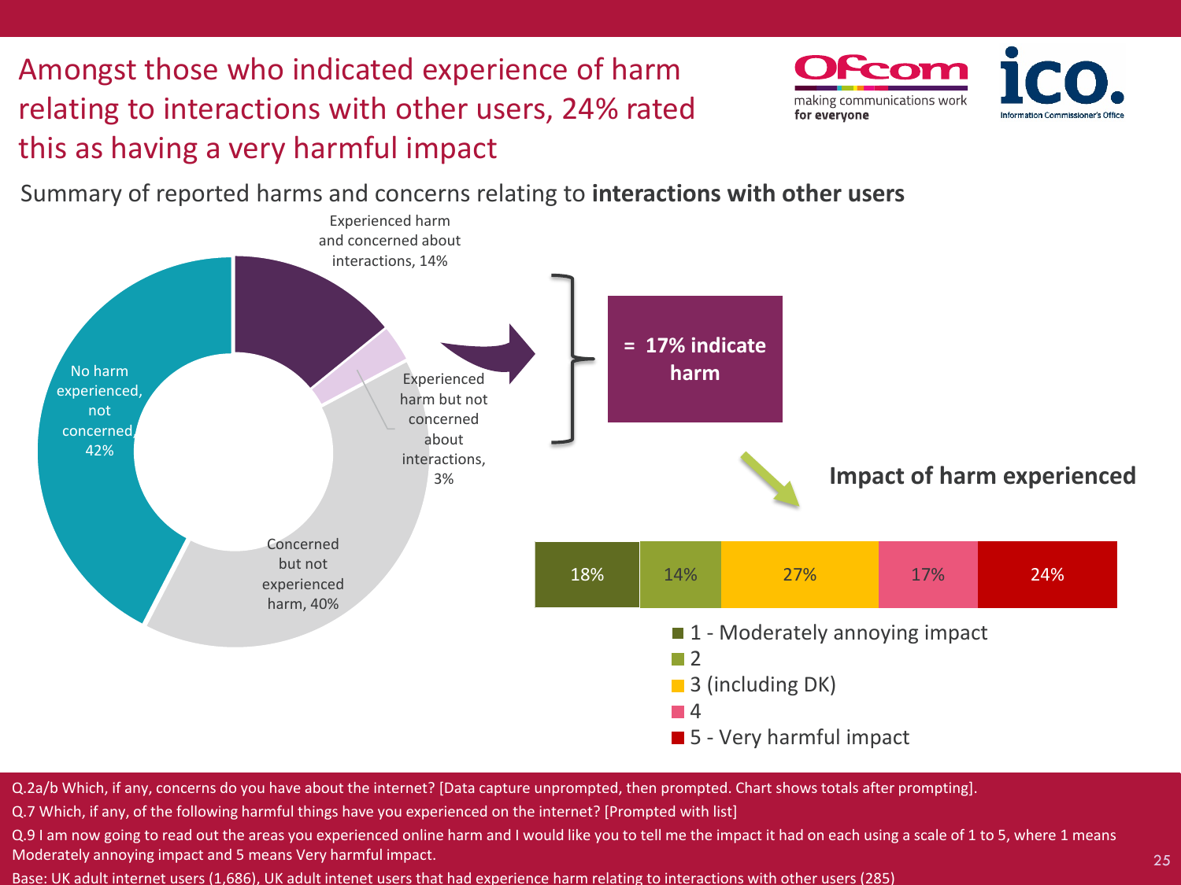# Amongst those who indicated experience of harm relating to interactions with other users, 24% rated this as having a very harmful impact

Summary of reported harms and concerns relating to **interactions with other users**

| Category | % |
| --- | --- |
| Experienced harm and concerned about interactions | 14% |
| Experienced harm but not concerned about interactions | 3% |
| Concerned but not experienced harm | 40% |
| No harm experienced, not concerned | 42% |

**= 17% indicate harm**

**Impact of harm experienced**

| 1 - Moderately annoying impact | 2 | 3 (including DK) | 4 | 5 - Very harmful impact |
| --- | --- | --- | --- | --- |
| 18% | 14% | 27% | 17% | 24% |

Q.2a/b Which, if any, concerns do you have about the internet? [Data capture unprompted, then prompted. Chart shows totals after prompting].

Q.7 Which, if any, of the following harmful things have you experienced on the internet? [Prompted with list]

Q.9 I am now going to read out the areas you experienced online harm and I would like you to tell me the impact it had on each using a scale of 1 to 5, where 1 means Moderately annoying impact and 5 means Very harmful impact.

Base: UK adult internet users (1,686), UK adult intenet users that had experience harm relating to interactions with other users (285)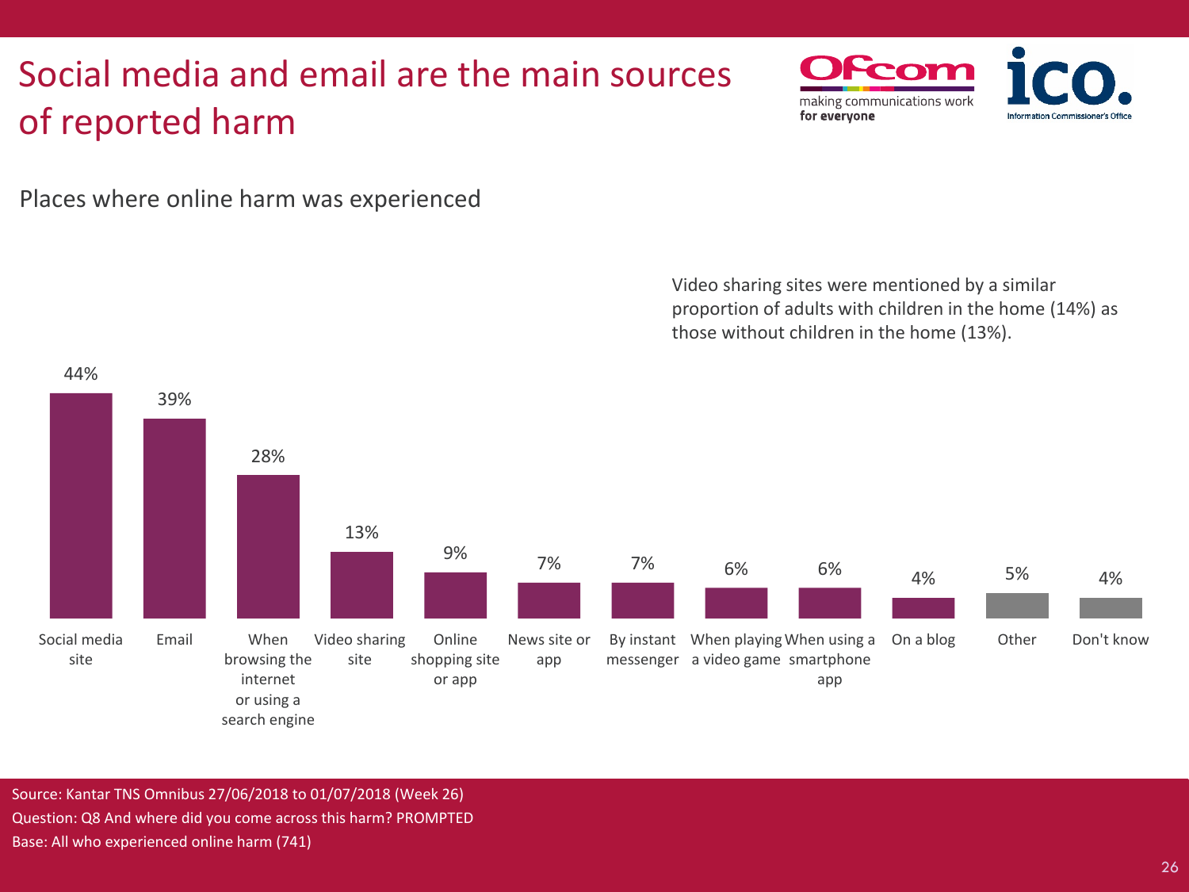# Social media and email are the main sources of reported harm

Places where online harm was experienced

Video sharing sites were mentioned by a similar proportion of adults with children in the home (14%) as those without children in the home (13%).

| Place | % |
|---|---|
| Social media site | 44% |
| Email | 39% |
| When browsing the internet or using a search engine | 28% |
| Video sharing site | 13% |
| Online shopping site or app | 9% |
| News site or app | 7% |
| By instant messenger | 7% |
| When playing a video game | 6% |
| When using a smartphone app | 6% |
| On a blog | 4% |
| Other | 5% |
| Don't know | 4% |

Source: Kantar TNS Omnibus 27/06/2018 to 01/07/2018 (Week 26)
Question: Q8 And where did you come across this harm? PROMPTED
Base: All who experienced online harm (741)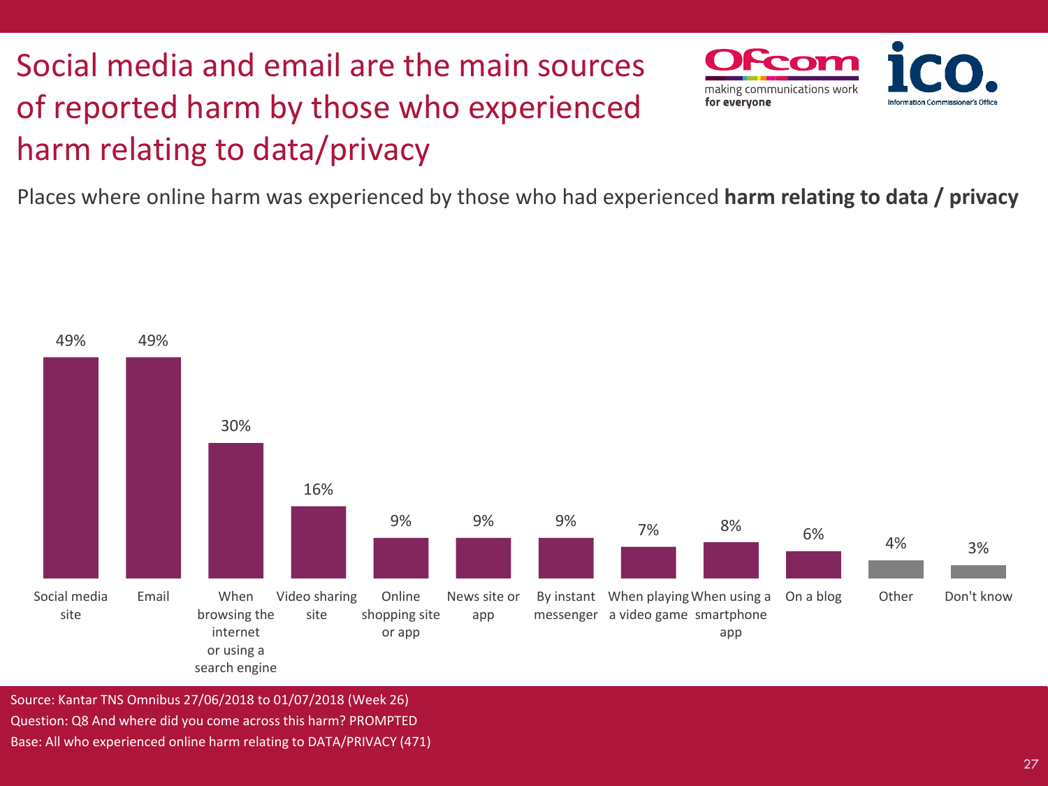# Social media and email are the main sources of reported harm by those who experienced harm relating to data/privacy

Places where online harm was experienced by those who had experienced **harm relating to data / privacy**

| Place | % |
|---|---|
| Social media site | 49% |
| Email | 49% |
| When browsing the internet or using a search engine | 30% |
| Video sharing site | 16% |
| Online shopping site or app | 9% |
| News site or app | 9% |
| By instant messenger | 9% |
| When playing a video game | 7% |
| When using a smartphone app | 8% |
| On a blog | 6% |
| Other | 4% |
| Don't know | 3% |

Source: Kantar TNS Omnibus 27/06/2018 to 01/07/2018 (Week 26)
Question: Q8 And where did you come across this harm? PROMPTED
Base: All who experienced online harm relating to DATA/PRIVACY (471)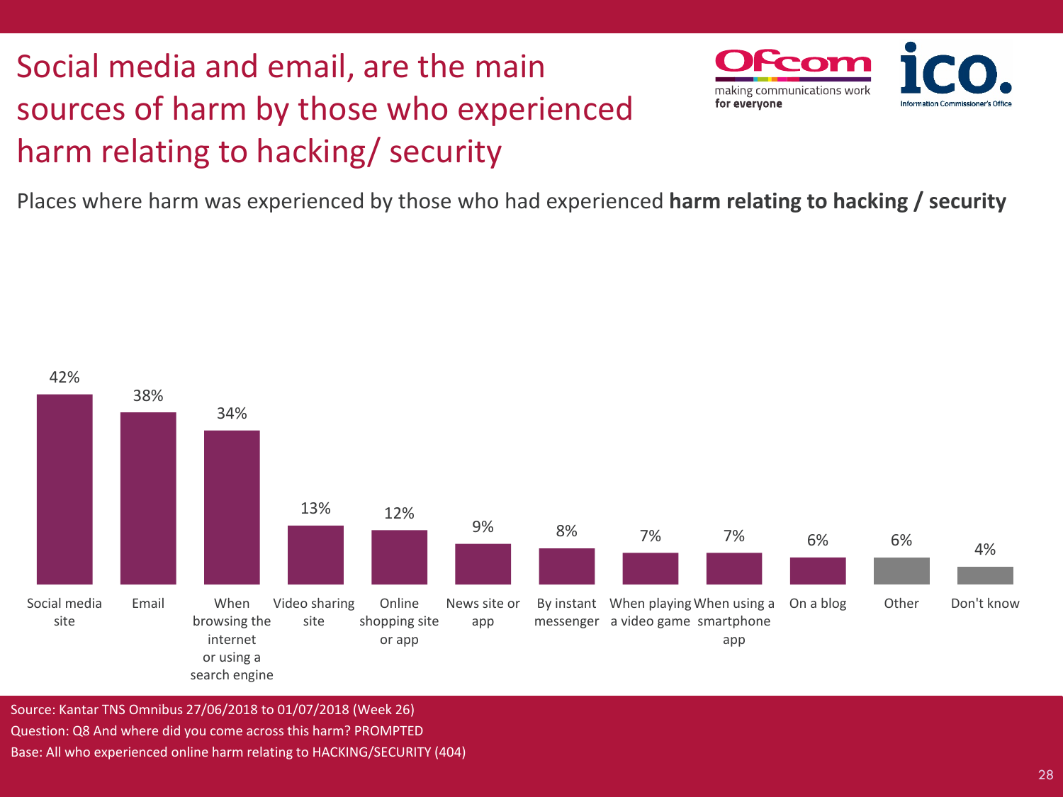# Social media and email, are the main sources of harm by those who experienced harm relating to hacking/ security

Places where harm was experienced by those who had experienced **harm relating to hacking / security**

| Place | % |
|---|---|
| Social media site | 42% |
| Email | 38% |
| When browsing the internet or using a search engine | 34% |
| Video sharing site | 13% |
| Online shopping site or app | 12% |
| News site or app | 9% |
| By instant messenger | 8% |
| When playing a video game | 7% |
| When using a smartphone app | 7% |
| On a blog | 6% |
| Other | 6% |
| Don't know | 4% |

Source: Kantar TNS Omnibus 27/06/2018 to 01/07/2018 (Week 26)
Question: Q8 And where did you come across this harm? PROMPTED
Base: All who experienced online harm relating to HACKING/SECURITY (404)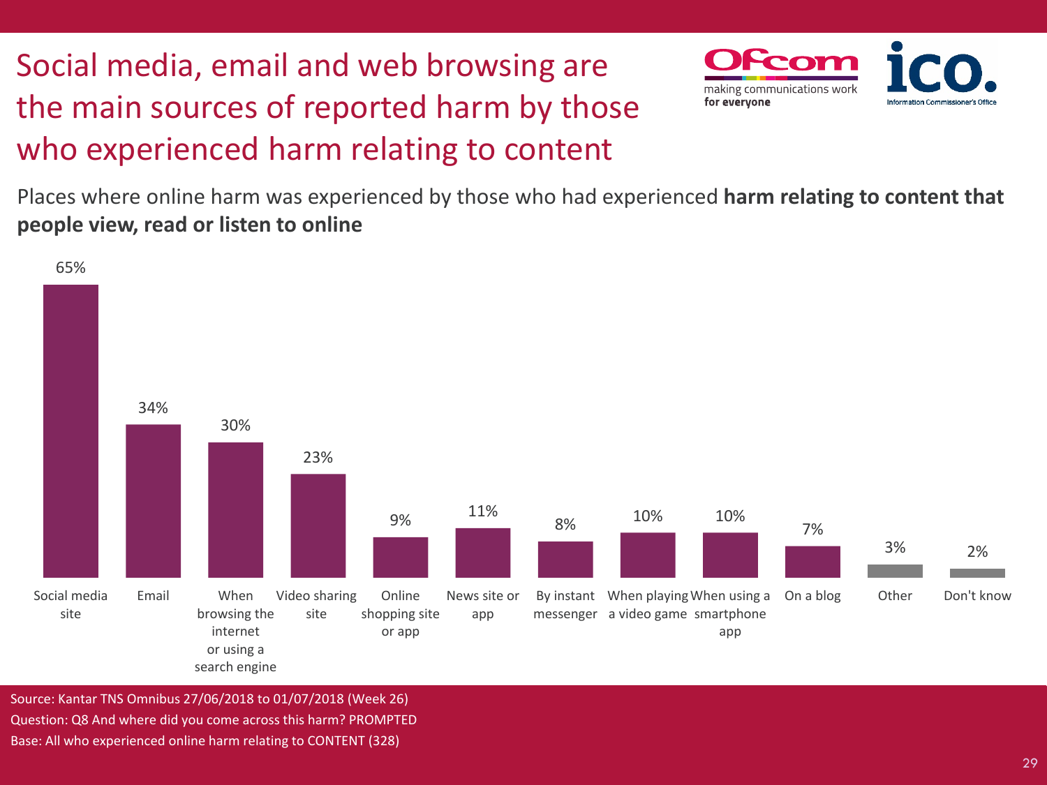# Social media, email and web browsing are the main sources of reported harm by those who experienced harm relating to content

Places where online harm was experienced by those who had experienced **harm relating to content that people view, read or listen to online**

| Place | % |
|---|---|
| Social media site | 65% |
| Email | 34% |
| When browsing the internet or using a search engine | 30% |
| Video sharing site | 23% |
| Online shopping site or app | 9% |
| News site or app | 11% |
| By instant messenger | 8% |
| When playing a video game | 10% |
| When using a smartphone app | 10% |
| On a blog | 7% |
| Other | 3% |
| Don't know | 2% |

Source: Kantar TNS Omnibus 27/06/2018 to 01/07/2018 (Week 26)
Question: Q8 And where did you come across this harm? PROMPTED
Base: All who experienced online harm relating to CONTENT (328)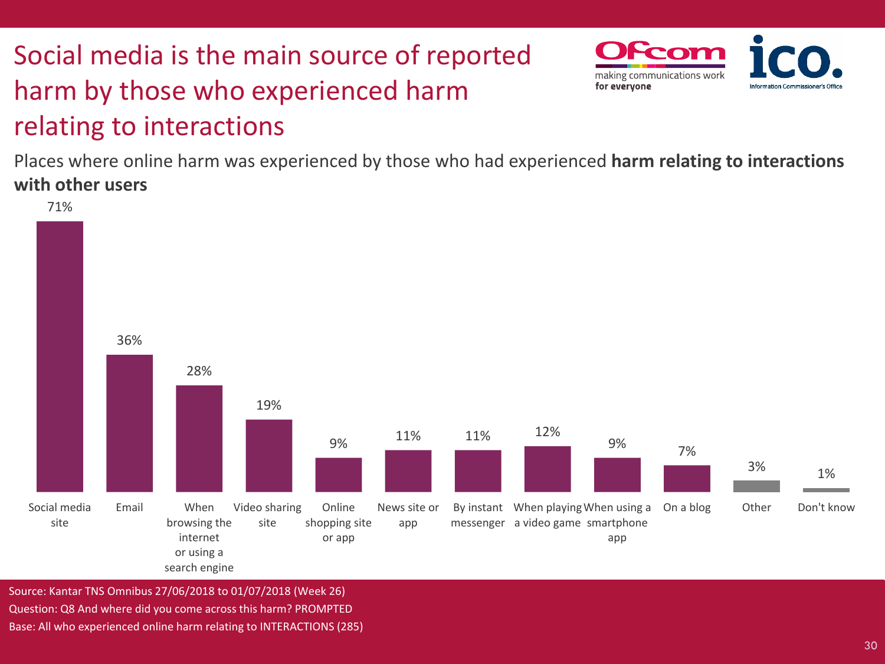# Social media is the main source of reported harm by those who experienced harm relating to interactions

Places where online harm was experienced by those who had experienced **harm relating to interactions with other users**

| Place | % |
|---|---|
| Social media site | 71% |
| Email | 36% |
| When browsing the internet or using a search engine | 28% |
| Video sharing site | 19% |
| Online shopping site or app | 9% |
| News site or app | 11% |
| By instant messenger | 11% |
| When playing a video game | 12% |
| When using a smartphone app | 9% |
| On a blog | 7% |
| Other | 3% |
| Don't know | 1% |

Source: Kantar TNS Omnibus 27/06/2018 to 01/07/2018 (Week 26)
Question: Q8 And where did you come across this harm? PROMPTED
Base: All who experienced online harm relating to INTERACTIONS (285)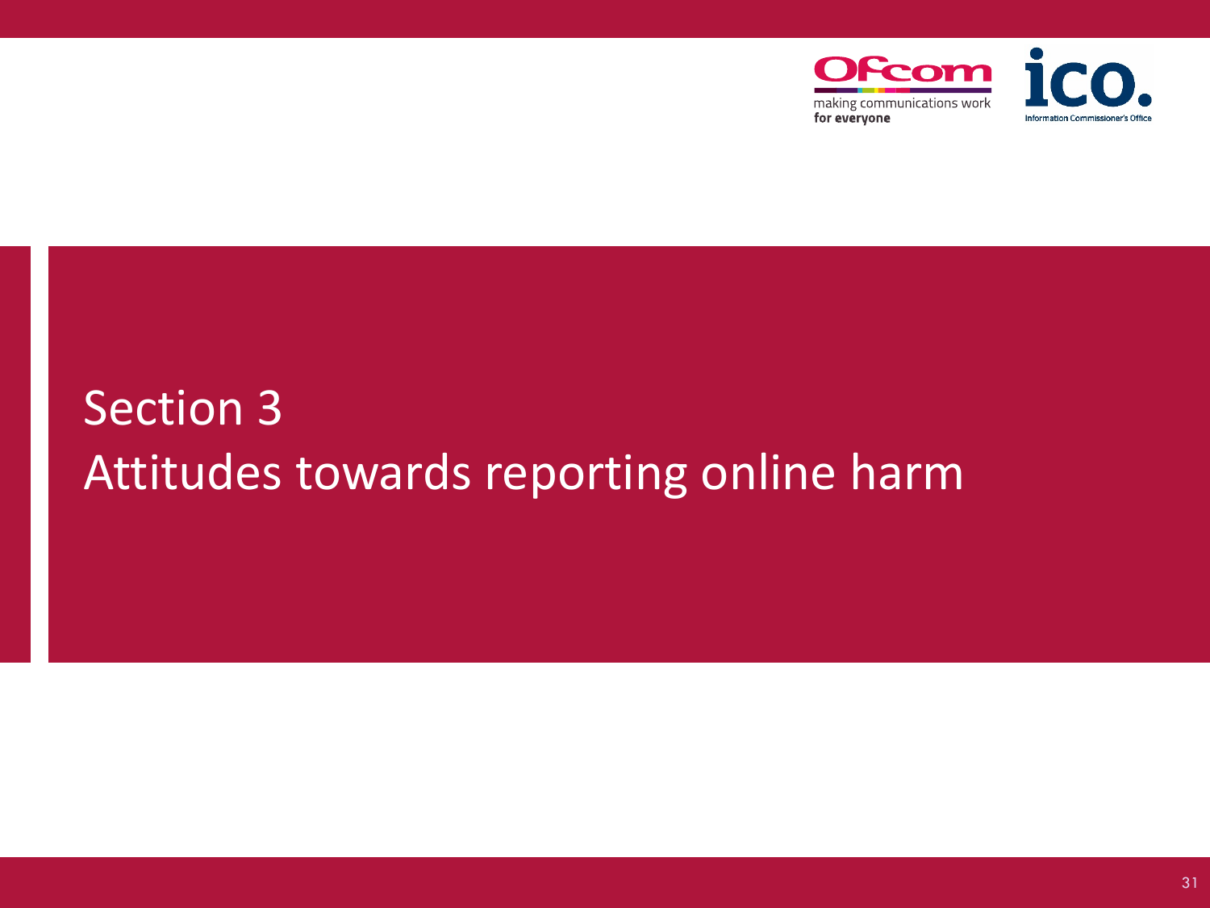# Section 3
# Attitudes towards reporting online harm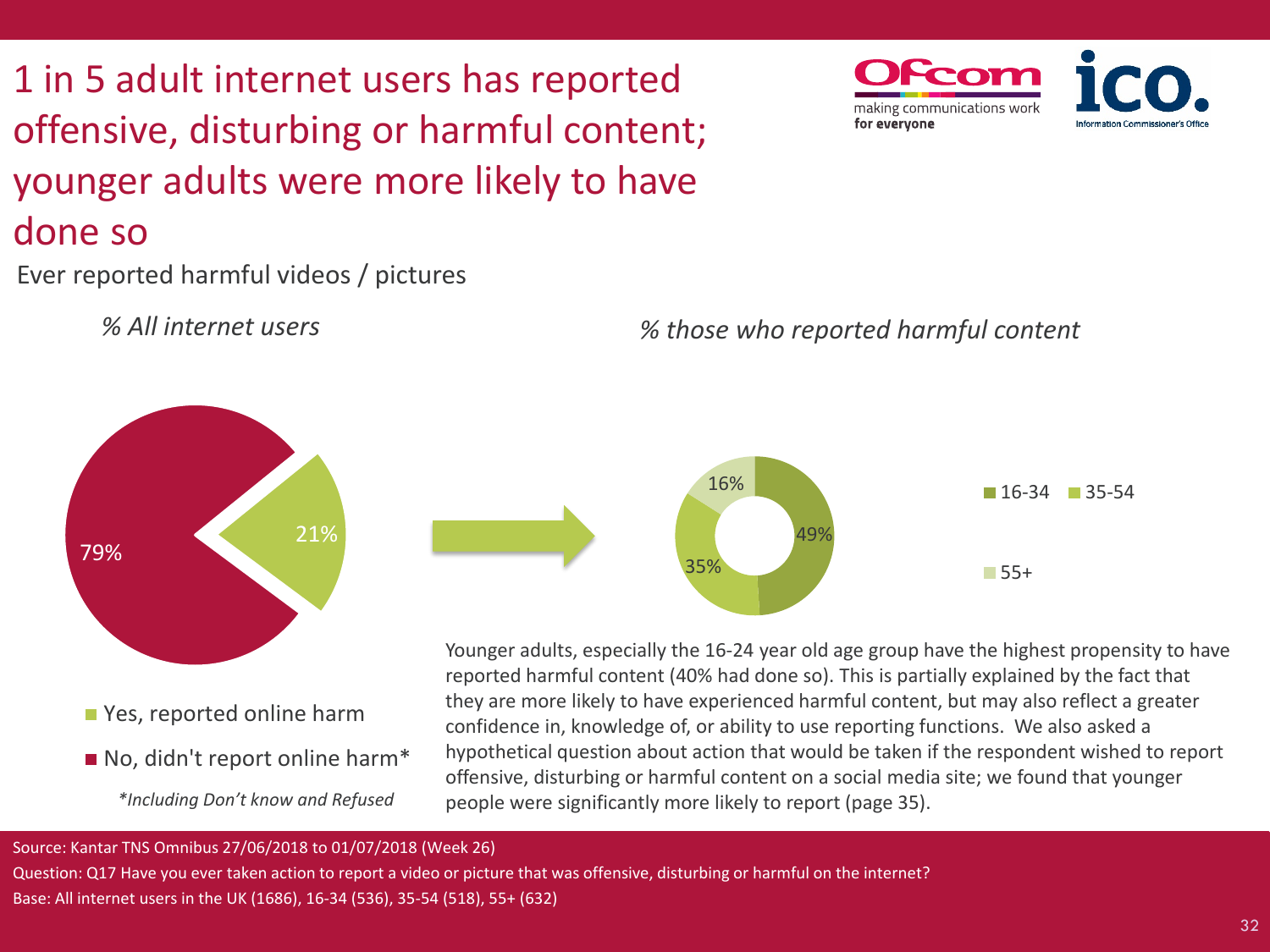# 1 in 5 adult internet users has reported offensive, disturbing or harmful content; younger adults were more likely to have done so

Ever reported harmful videos / pictures

*% All internet users*

| | % |
|---|---|
| Yes, reported online harm | 21% |
| No, didn't report online harm* | 79% |

*\*Including Don't know and Refused*

*% those who reported harmful content*

| Age | % |
|---|---|
| 16-34 | 49% |
| 35-54 | 35% |
| 55+ | 16% |

Younger adults, especially the 16-24 year old age group have the highest propensity to have reported harmful content (40% had done so). This is partially explained by the fact that they are more likely to have experienced harmful content, but may also reflect a greater confidence in, knowledge of, or ability to use reporting functions. We also asked a hypothetical question about action that would be taken if the respondent wished to report offensive, disturbing or harmful content on a social media site; we found that younger people were significantly more likely to report (page 35).

Source: Kantar TNS Omnibus 27/06/2018 to 01/07/2018 (Week 26)

Question: Q17 Have you ever taken action to report a video or picture that was offensive, disturbing or harmful on the internet?

Base: All internet users in the UK (1686), 16-34 (536), 35-54 (518), 55+ (632)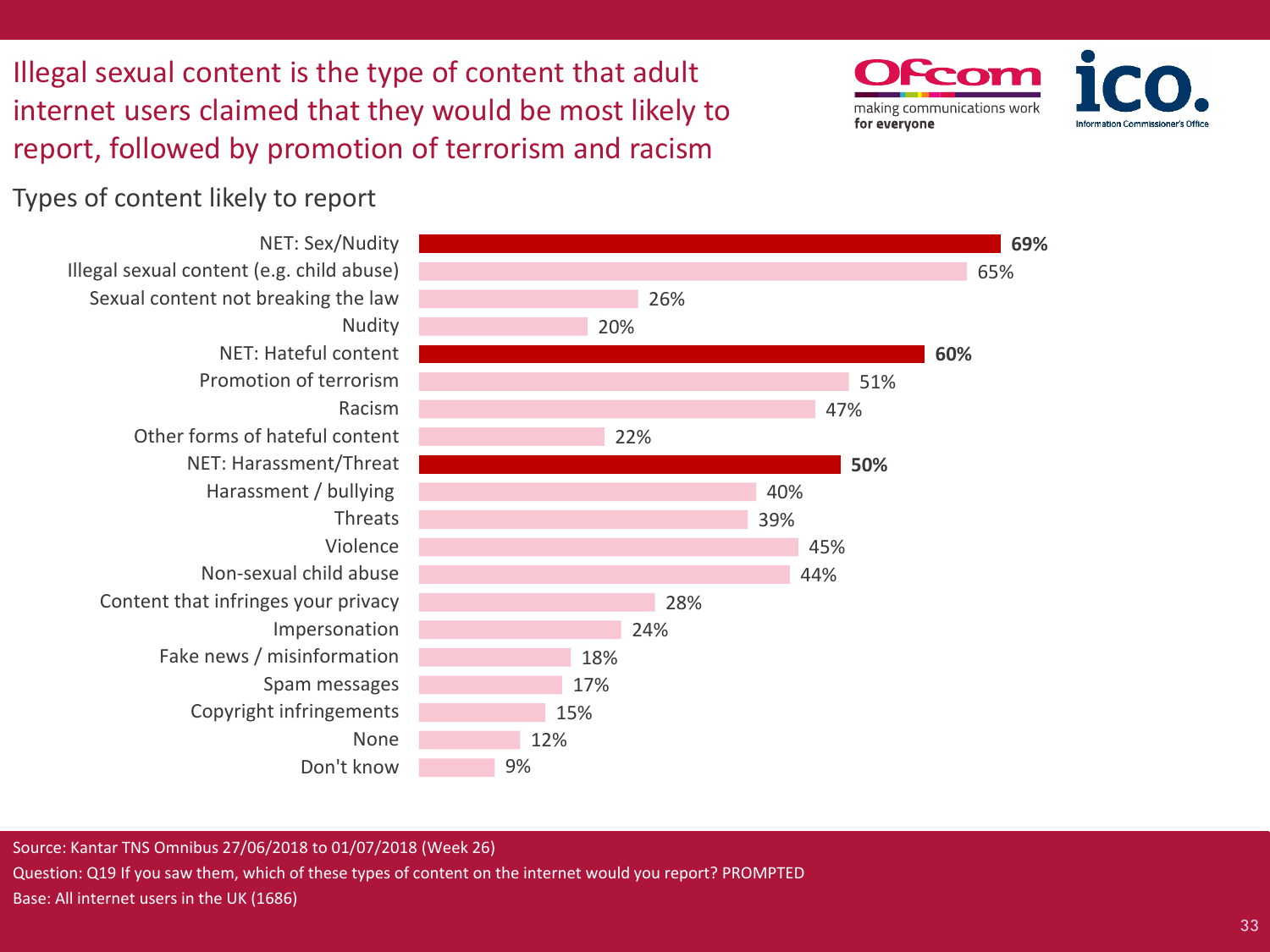# Illegal sexual content is the type of content that adult internet users claimed that they would be most likely to report, followed by promotion of terrorism and racism

## Types of content likely to report

| Type of content | % |
|---|---|
| **NET: Sex/Nudity** | **69%** |
| Illegal sexual content (e.g. child abuse) | 65% |
| Sexual content not breaking the law | 26% |
| Nudity | 20% |
| **NET: Hateful content** | **60%** |
| Promotion of terrorism | 51% |
| Racism | 47% |
| Other forms of hateful content | 22% |
| **NET: Harassment/Threat** | **50%** |
| Harassment / bullying | 40% |
| Threats | 39% |
| Violence | 45% |
| Non-sexual child abuse | 44% |
| Content that infringes your privacy | 28% |
| Impersonation | 24% |
| Fake news / misinformation | 18% |
| Spam messages | 17% |
| Copyright infringements | 15% |
| None | 12% |
| Don't know | 9% |

Source: Kantar TNS Omnibus 27/06/2018 to 01/07/2018 (Week 26)

Question: Q19 If you saw them, which of these types of content on the internet would you report? PROMPTED

Base: All internet users in the UK (1686)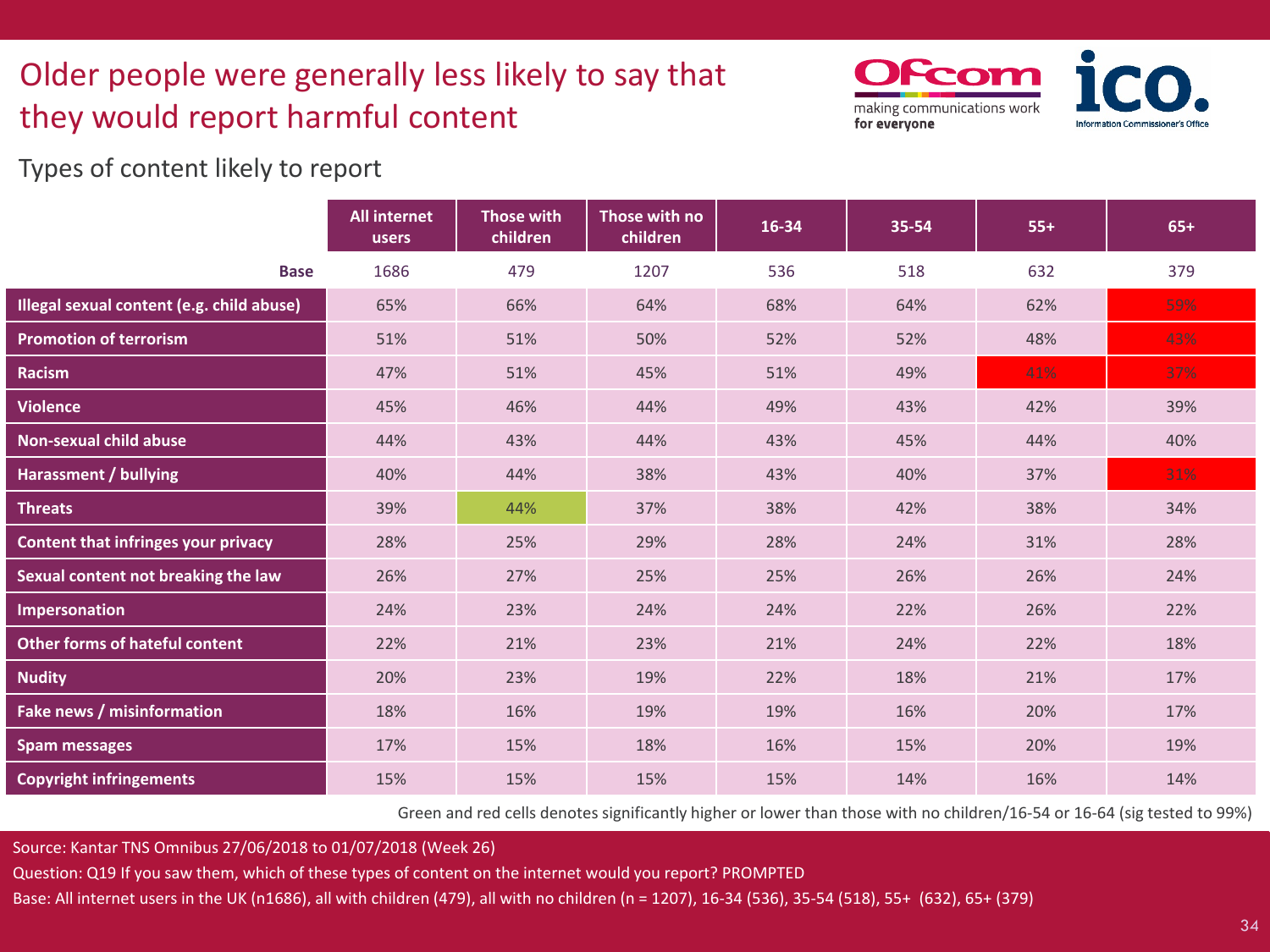# Older people were generally less likely to say that they would report harmful content

## Types of content likely to report

| | All internet users | Those with children | Those with no children | 16-34 | 35-54 | 55+ | 65+ |
|---|---|---|---|---|---|---|---|
| **Base** | 1686 | 479 | 1207 | 536 | 518 | 632 | 379 |
| **Illegal sexual content (e.g. child abuse)** | 65% | 66% | 64% | 68% | 64% | 62% | 59% |
| **Promotion of terrorism** | 51% | 51% | 50% | 52% | 52% | 48% | 43% |
| **Racism** | 47% | 51% | 45% | 51% | 49% | 41% | 37% |
| **Violence** | 45% | 46% | 44% | 49% | 43% | 42% | 39% |
| **Non-sexual child abuse** | 44% | 43% | 44% | 43% | 45% | 44% | 40% |
| **Harassment / bullying** | 40% | 44% | 38% | 43% | 40% | 37% | 31% |
| **Threats** | 39% | 44% | 37% | 38% | 42% | 38% | 34% |
| **Content that infringes your privacy** | 28% | 25% | 29% | 28% | 24% | 31% | 28% |
| **Sexual content not breaking the law** | 26% | 27% | 25% | 25% | 26% | 26% | 24% |
| **Impersonation** | 24% | 23% | 24% | 24% | 22% | 26% | 22% |
| **Other forms of hateful content** | 22% | 21% | 23% | 21% | 24% | 22% | 18% |
| **Nudity** | 20% | 23% | 19% | 22% | 18% | 21% | 17% |
| **Fake news / misinformation** | 18% | 16% | 19% | 19% | 16% | 20% | 17% |
| **Spam messages** | 17% | 15% | 18% | 16% | 15% | 20% | 19% |
| **Copyright infringements** | 15% | 15% | 15% | 15% | 14% | 16% | 14% |

Green and red cells denotes significantly higher or lower than those with no children/16-54 or 16-64 (sig tested to 99%)

Source: Kantar TNS Omnibus 27/06/2018 to 01/07/2018 (Week 26)

Question: Q19 If you saw them, which of these types of content on the internet would you report? PROMPTED

Base: All internet users in the UK (n1686), all with children (479), all with no children (n = 1207), 16-34 (536), 35-54 (518), 55+ (632), 65+ (379)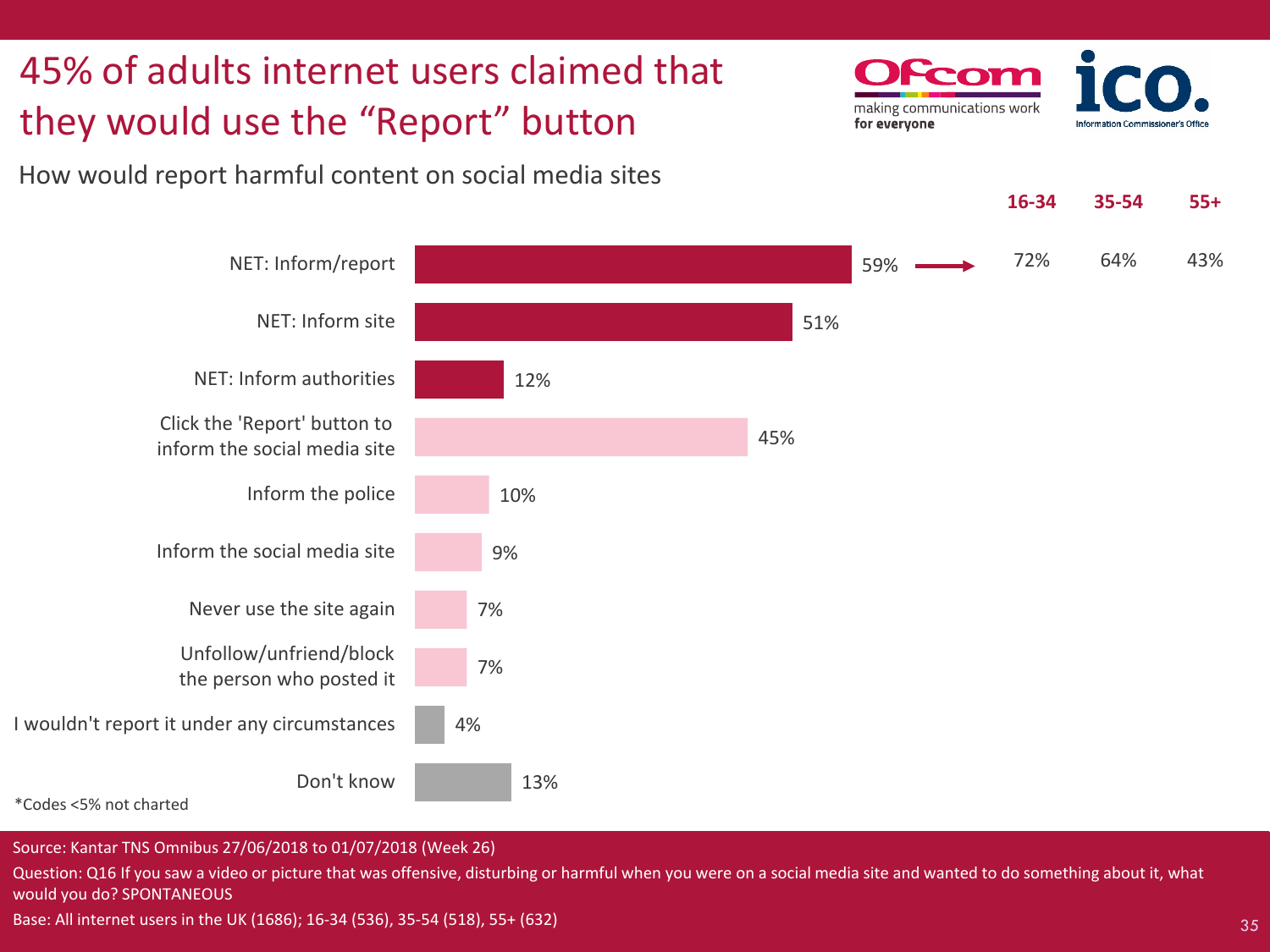# 45% of adults internet users claimed that they would use the "Report" button

How would report harmful content on social media sites

| Response | % |
|---|---|
| NET: Inform/report | 59% |
| NET: Inform site | 51% |
| NET: Inform authorities | 12% |
| Click the 'Report' button to inform the social media site | 45% |
| Inform the police | 10% |
| Inform the social media site | 9% |
| Never use the site again | 7% |
| Unfollow/unfriend/block the person who posted it | 7% |
| I wouldn't report it under any circumstances | 4% |
| Don't know | 13% |

NET: Inform/report by age:

| 16-34 | 35-54 | 55+ |
|---|---|---|
| 72% | 64% | 43% |

*Codes <5% not charted

Source: Kantar TNS Omnibus 27/06/2018 to 01/07/2018 (Week 26)

Question: Q16 If you saw a video or picture that was offensive, disturbing or harmful when you were on a social media site and wanted to do something about it, what would you do? SPONTANEOUS

Base: All internet users in the UK (1686); 16-34 (536), 35-54 (518), 55+ (632)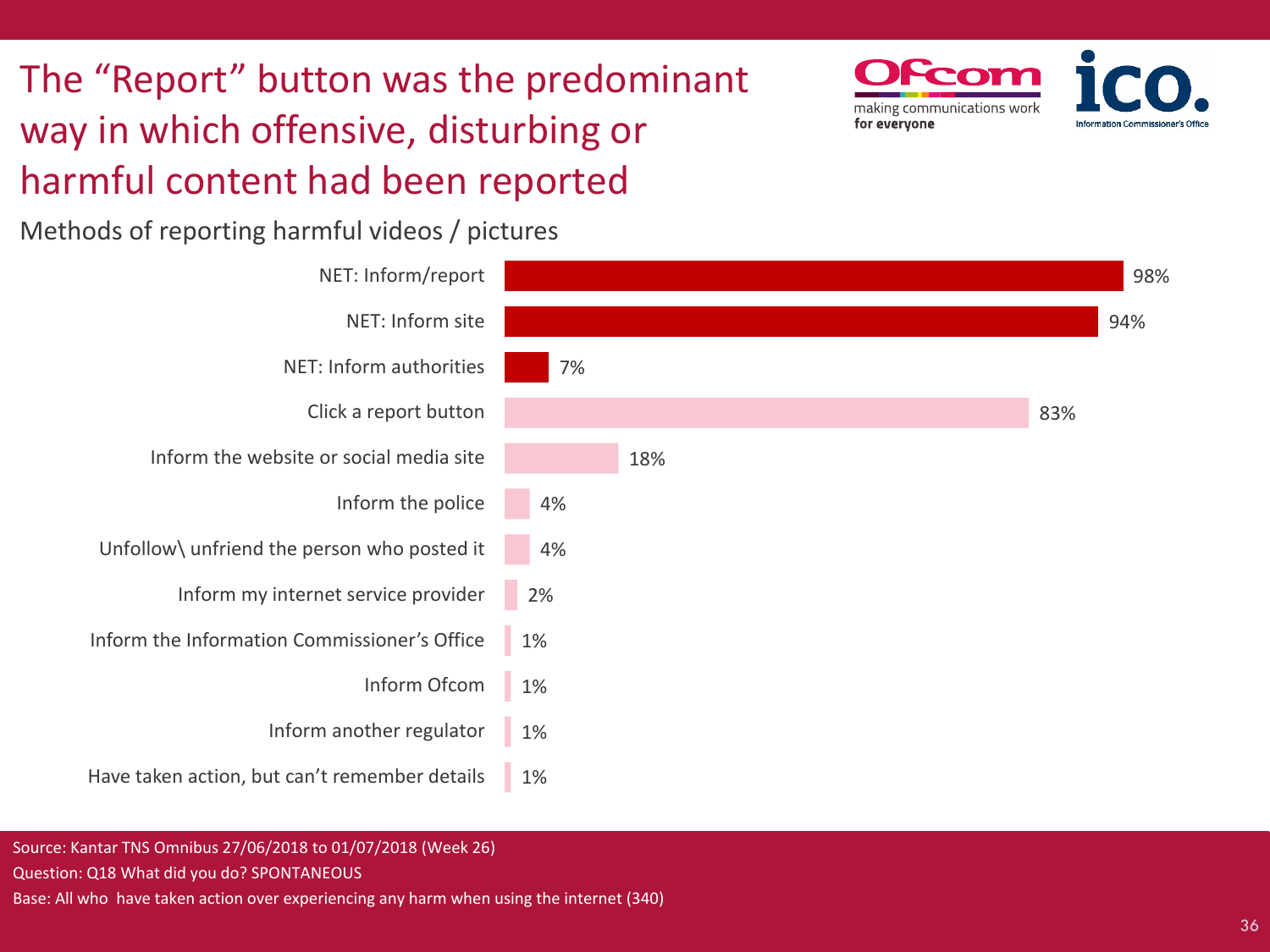# The "Report" button was the predominant way in which offensive, disturbing or harmful content had been reported

Methods of reporting harmful videos / pictures

| Method | % |
| --- | --- |
| NET: Inform/report | 98% |
| NET: Inform site | 94% |
| NET: Inform authorities | 7% |
| Click a report button | 83% |
| Inform the website or social media site | 18% |
| Inform the police | 4% |
| Unfollow\ unfriend the person who posted it | 4% |
| Inform my internet service provider | 2% |
| Inform the Information Commissioner's Office | 1% |
| Inform Ofcom | 1% |
| Inform another regulator | 1% |
| Have taken action, but can't remember details | 1% |

Source: Kantar TNS Omnibus 27/06/2018 to 01/07/2018 (Week 26)

Question: Q18 What did you do? SPONTANEOUS

Base: All who have taken action over experiencing any harm when using the internet (340)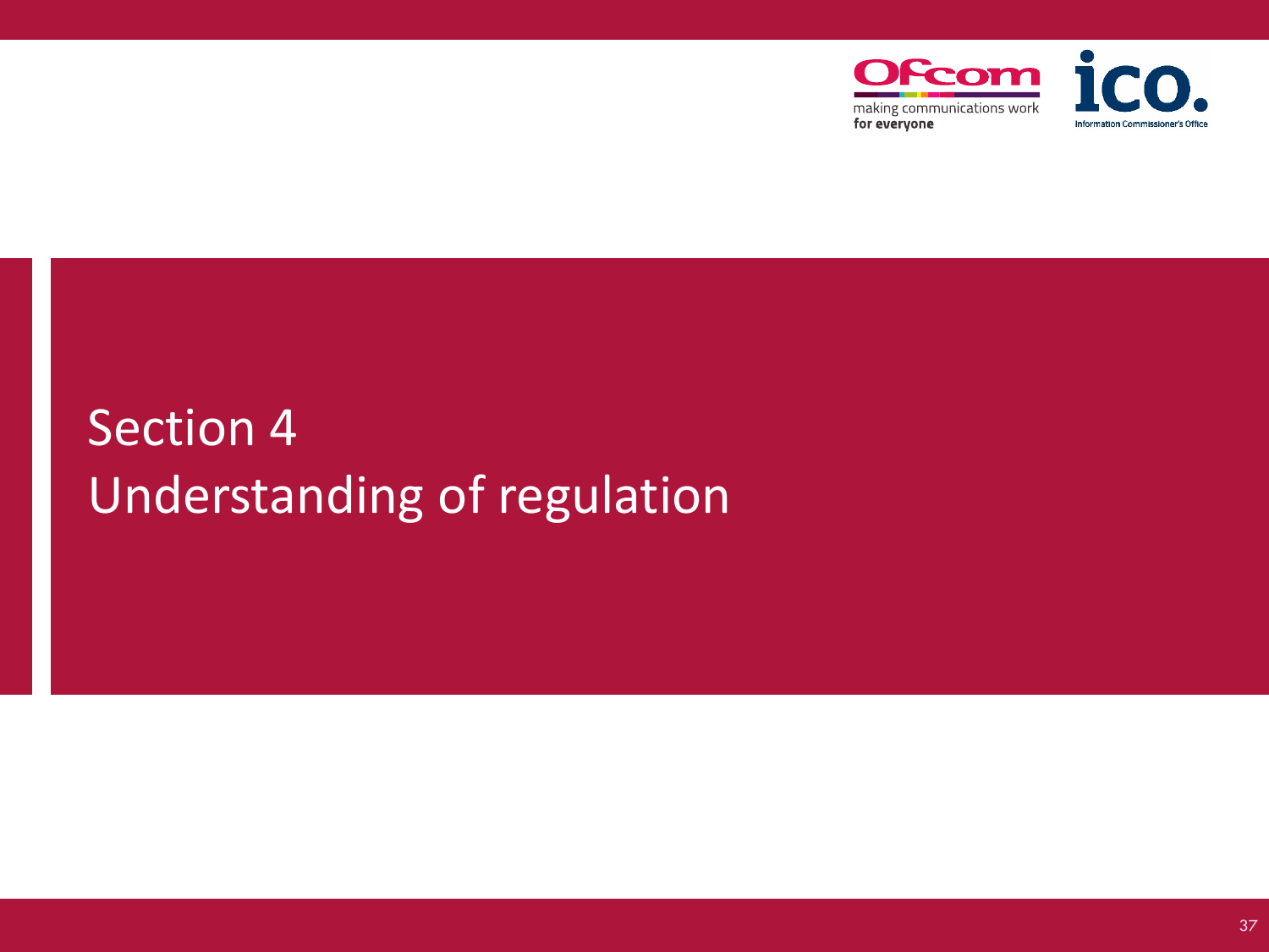# Section 4
# Understanding of regulation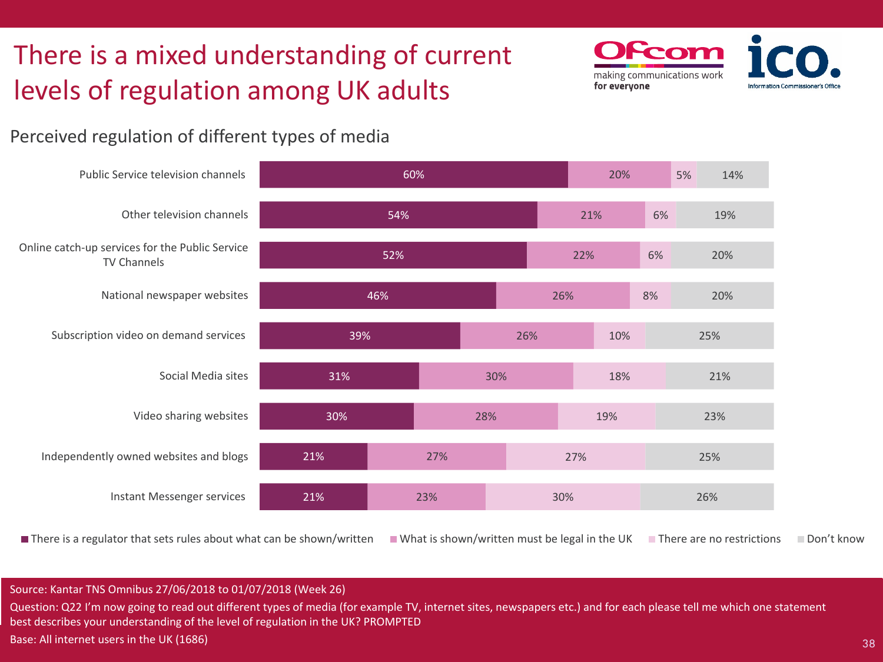# There is a mixed understanding of current levels of regulation among UK adults

## Perceived regulation of different types of media

| Type of media | There is a regulator that sets rules about what can be shown/written | What is shown/written must be legal in the UK | There are no restrictions | Don't know |
|---|---|---|---|---|
| Public Service television channels | 60% | 20% | 5% | 14% |
| Other television channels | 54% | 21% | 6% | 19% |
| Online catch-up services for the Public Service TV Channels | 52% | 22% | 6% | 20% |
| National newspaper websites | 46% | 26% | 8% | 20% |
| Subscription video on demand services | 39% | 26% | 10% | 25% |
| Social Media sites | 31% | 30% | 18% | 21% |
| Video sharing websites | 30% | 28% | 19% | 23% |
| Independently owned websites and blogs | 21% | 27% | 27% | 25% |
| Instant Messenger services | 21% | 23% | 30% | 26% |

Source: Kantar TNS Omnibus 27/06/2018 to 01/07/2018 (Week 26)

Question: Q22 I'm now going to read out different types of media (for example TV, internet sites, newspapers etc.) and for each please tell me which one statement best describes your understanding of the level of regulation in the UK? PROMPTED

Base: All internet users in the UK (1686)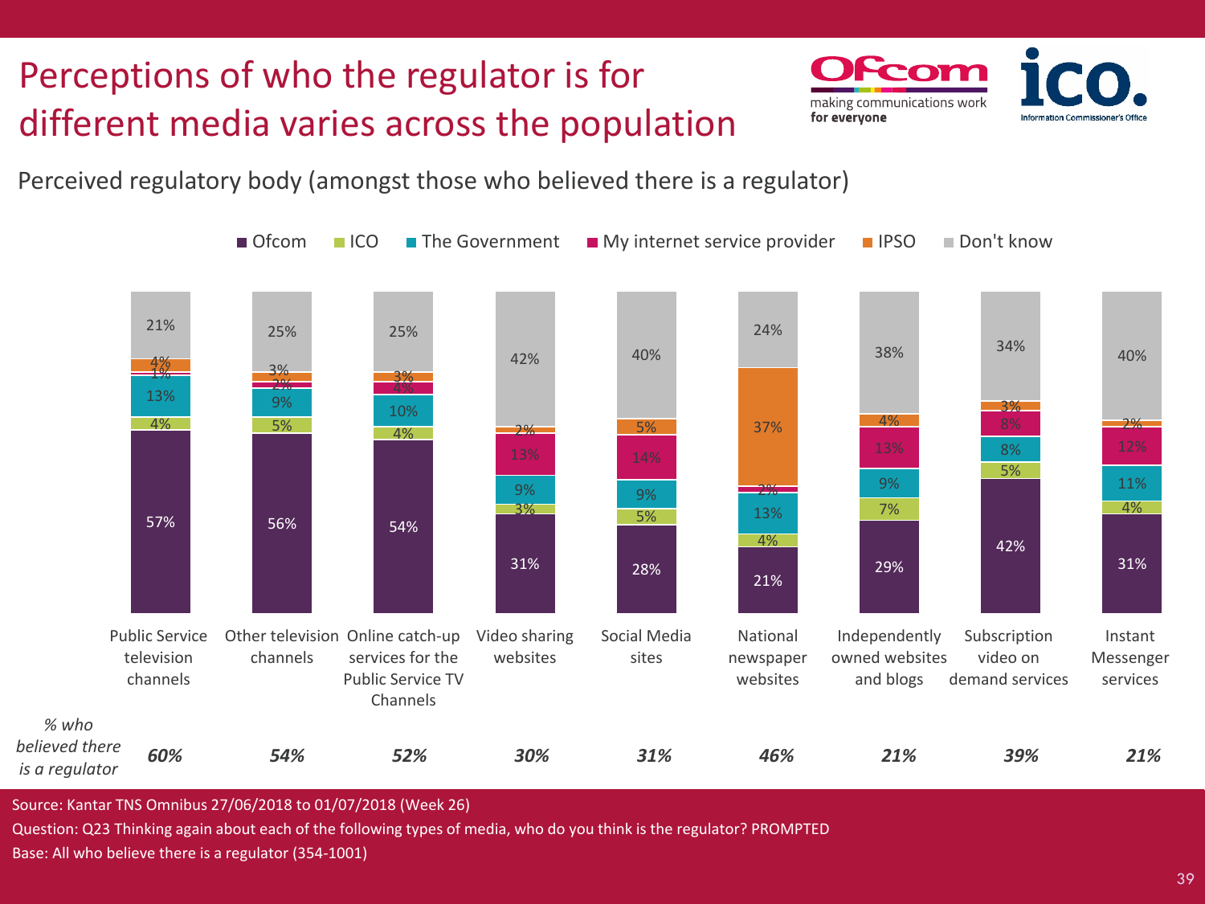# Perceptions of who the regulator is for different media varies across the population

Perceived regulatory body (amongst those who believed there is a regulator)

| | Ofcom | ICO | The Government | My internet service provider | IPSO | Don't know | % who believed there is a regulator |
|---|---|---|---|---|---|---|---|
| Public Service television channels | 57% | 4% | 13% | 1% | 4% | 21% | 60% |
| Other television channels | 56% | 5% | 9% | 2% | 3% | 25% | 54% |
| Online catch-up services for the Public Service TV Channels | 54% | 4% | 10% | 4% | 3% | 25% | 52% |
| Video sharing websites | 31% | 3% | 9% | 13% | 2% | 42% | 30% |
| Social Media sites | 28% | 5% | 9% | 14% | 5% | 40% | 31% |
| National newspaper websites | 21% | 4% | 13% | 2% | 37% | 24% | 46% |
| Independently owned websites and blogs | 29% | 7% | 9% | 13% | 4% | 38% | 21% |
| Subscription video on demand services | 42% | 5% | 8% | 8% | 3% | 34% | 39% |
| Instant Messenger services | 31% | 4% | 11% | 12% | 2% | 40% | 21% |

Source: Kantar TNS Omnibus 27/06/2018 to 01/07/2018 (Week 26)

Question: Q23 Thinking again about each of the following types of media, who do you think is the regulator? PROMPTED

Base: All who believe there is a regulator (354-1001)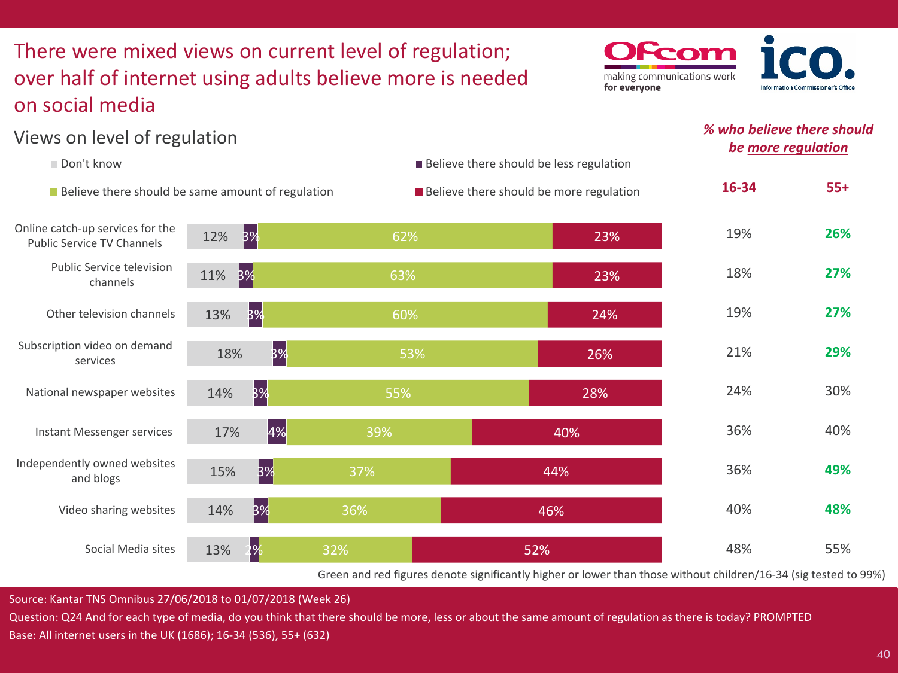# There were mixed views on current level of regulation; over half of internet using adults believe more is needed on social media

## Views on level of regulation

| | Don't know | Believe there should be less regulation | Believe there should be same amount of regulation | Believe there should be more regulation | % who believe there should be more regulation: 16-34 | % who believe there should be more regulation: 55+ |
|---|---|---|---|---|---|---|
| Online catch-up services for the Public Service TV Channels | 12% | 3% | 62% | 23% | 19% | **26%** |
| Public Service television channels | 11% | 3% | 63% | 23% | 18% | **27%** |
| Other television channels | 13% | 3% | 60% | 24% | 19% | **27%** |
| Subscription video on demand services | 18% | 3% | 53% | 26% | 21% | **29%** |
| National newspaper websites | 14% | 3% | 55% | 28% | 24% | 30% |
| Instant Messenger services | 17% | 4% | 39% | 40% | 36% | 40% |
| Independently owned websites and blogs | 15% | 3% | 37% | 44% | 36% | **49%** |
| Video sharing websites | 14% | 3% | 36% | 46% | 40% | **48%** |
| Social Media sites | 13% | 2% | 32% | 52% | 48% | 55% |

Green and red figures denote significantly higher or lower than those without children/16-34 (sig tested to 99%)

Source: Kantar TNS Omnibus 27/06/2018 to 01/07/2018 (Week 26)

Question: Q24 And for each type of media, do you think that there should be more, less or about the same amount of regulation as there is today? PROMPTED

Base: All internet users in the UK (1686); 16-34 (536), 55+ (632)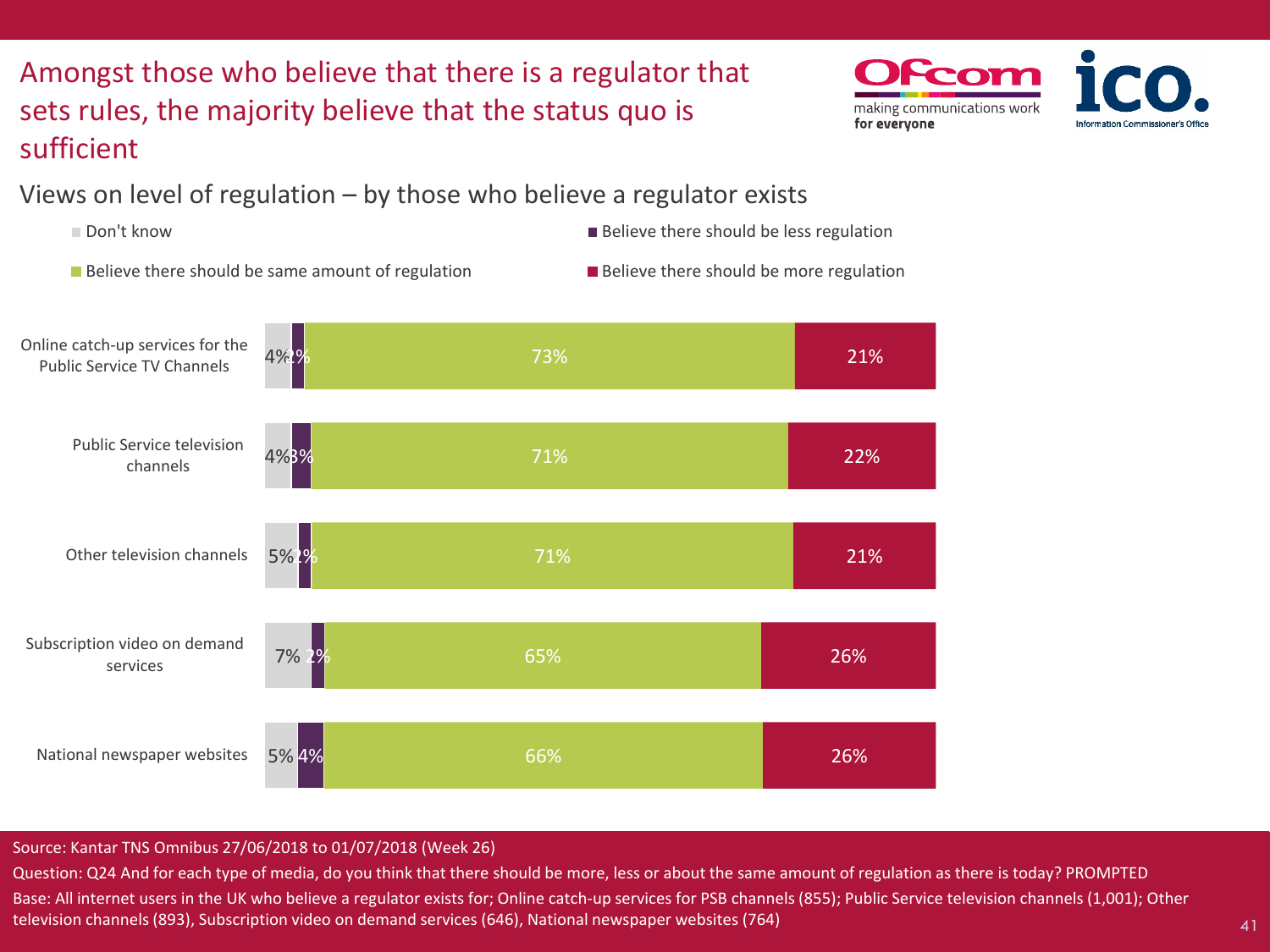# Amongst those who believe that there is a regulator that sets rules, the majority believe that the status quo is sufficient

## Views on level of regulation – by those who believe a regulator exists

| | Don't know | Believe there should be less regulation | Believe there should be same amount of regulation | Believe there should be more regulation |
|---|---|---|---|---|
| Online catch-up services for the Public Service TV Channels | 4% | 2% | 73% | 21% |
| Public Service television channels | 4% | 3% | 71% | 22% |
| Other television channels | 5% | 2% | 71% | 21% |
| Subscription video on demand services | 7% | 2% | 65% | 26% |
| National newspaper websites | 5% | 4% | 66% | 26% |

Source: Kantar TNS Omnibus 27/06/2018 to 01/07/2018 (Week 26)

Question: Q24 And for each type of media, do you think that there should be more, less or about the same amount of regulation as there is today? PROMPTED

Base: All internet users in the UK who believe a regulator exists for; Online catch-up services for PSB channels (855); Public Service television channels (1,001); Other television channels (893), Subscription video on demand services (646), National newspaper websites (764)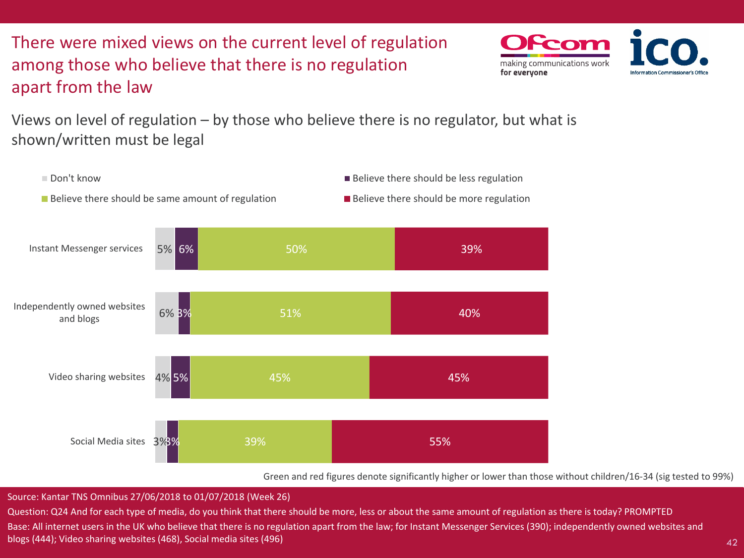# There were mixed views on the current level of regulation among those who believe that there is no regulation apart from the law

## Views on level of regulation – by those who believe there is no regulator, but what is shown/written must be legal

| | Don't know | Believe there should be less regulation | Believe there should be same amount of regulation | Believe there should be more regulation |
|---|---|---|---|---|
| Instant Messenger services | 5% | 6% | 50% | 39% |
| Independently owned websites and blogs | 6% | 3% | 51% | 40% |
| Video sharing websites | 4% | 5% | 45% | 45% |
| Social Media sites | 3% | 3% | 39% | 55% |

Green and red figures denote significantly higher or lower than those without children/16-34 (sig tested to 99%)

Source: Kantar TNS Omnibus 27/06/2018 to 01/07/2018 (Week 26)

Question: Q24 And for each type of media, do you think that there should be more, less or about the same amount of regulation as there is today? PROMPTED

Base: All internet users in the UK who believe that there is no regulation apart from the law; for Instant Messenger Services (390); independently owned websites and blogs (444); Video sharing websites (468), Social media sites (496)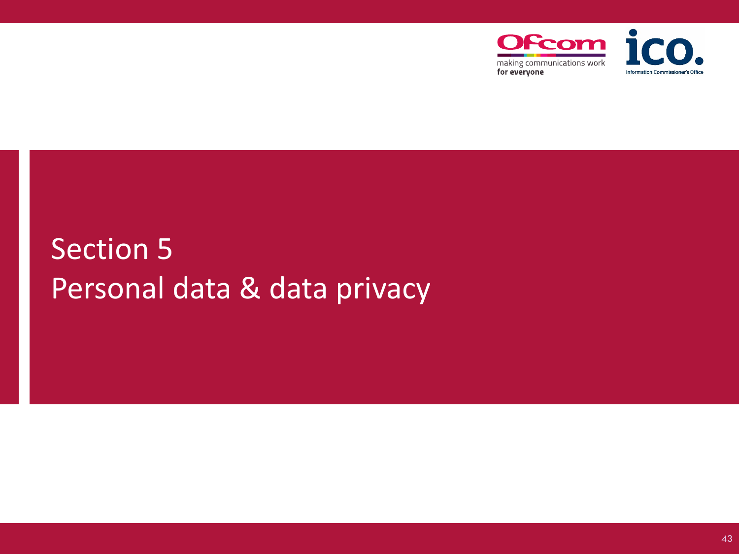# Section 5
# Personal data & data privacy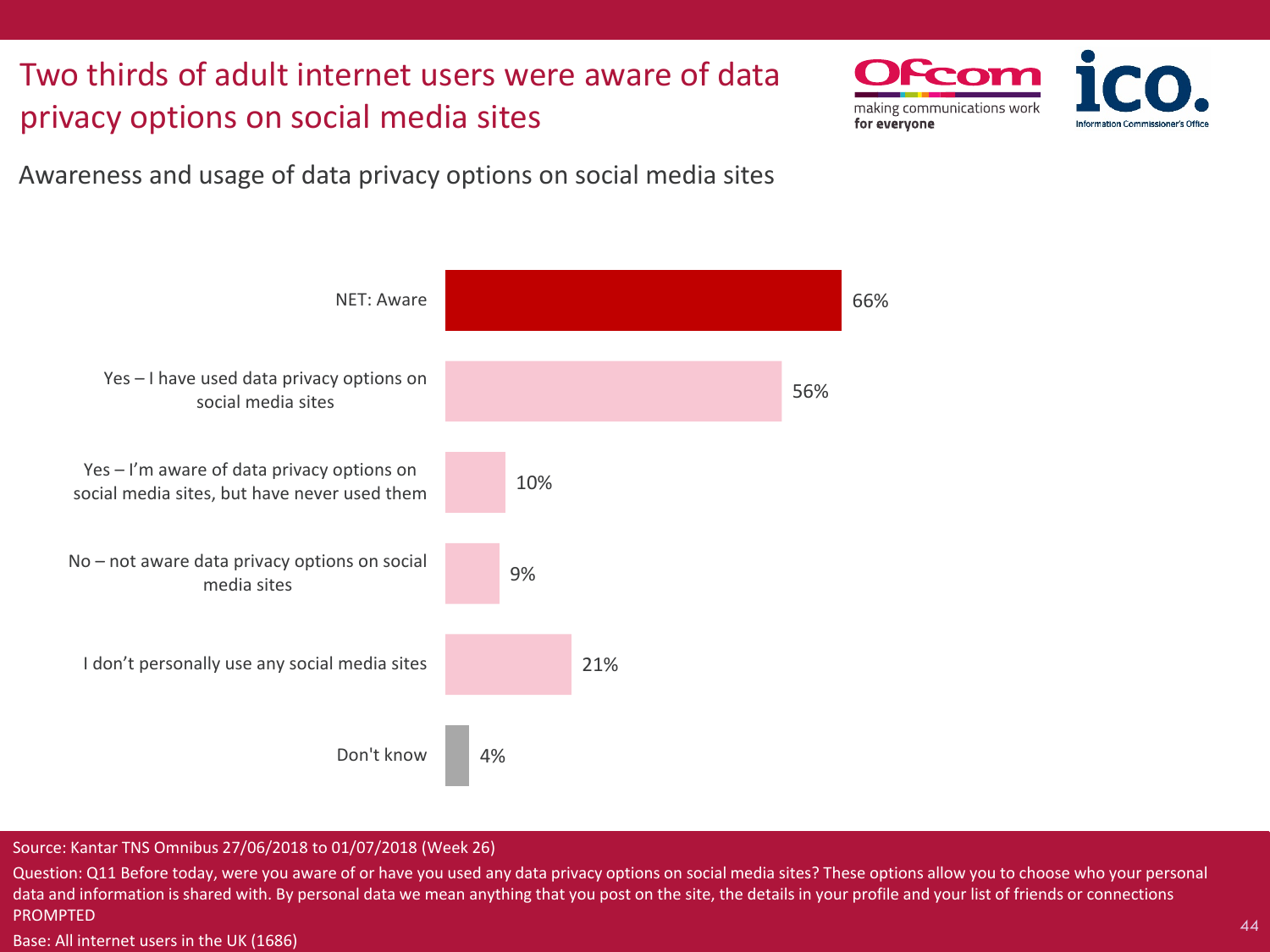# Two thirds of adult internet users were aware of data privacy options on social media sites

## Awareness and usage of data privacy options on social media sites

| Response | % |
|---|---|
| NET: Aware | 66% |
| Yes – I have used data privacy options on social media sites | 56% |
| Yes – I'm aware of data privacy options on social media sites, but have never used them | 10% |
| No – not aware data privacy options on social media sites | 9% |
| I don't personally use any social media sites | 21% |
| Don't know | 4% |

Source: Kantar TNS Omnibus 27/06/2018 to 01/07/2018 (Week 26)

Question: Q11 Before today, were you aware of or have you used any data privacy options on social media sites? These options allow you to choose who your personal data and information is shared with. By personal data we mean anything that you post on the site, the details in your profile and your list of friends or connections PROMPTED

Base: All internet users in the UK (1686)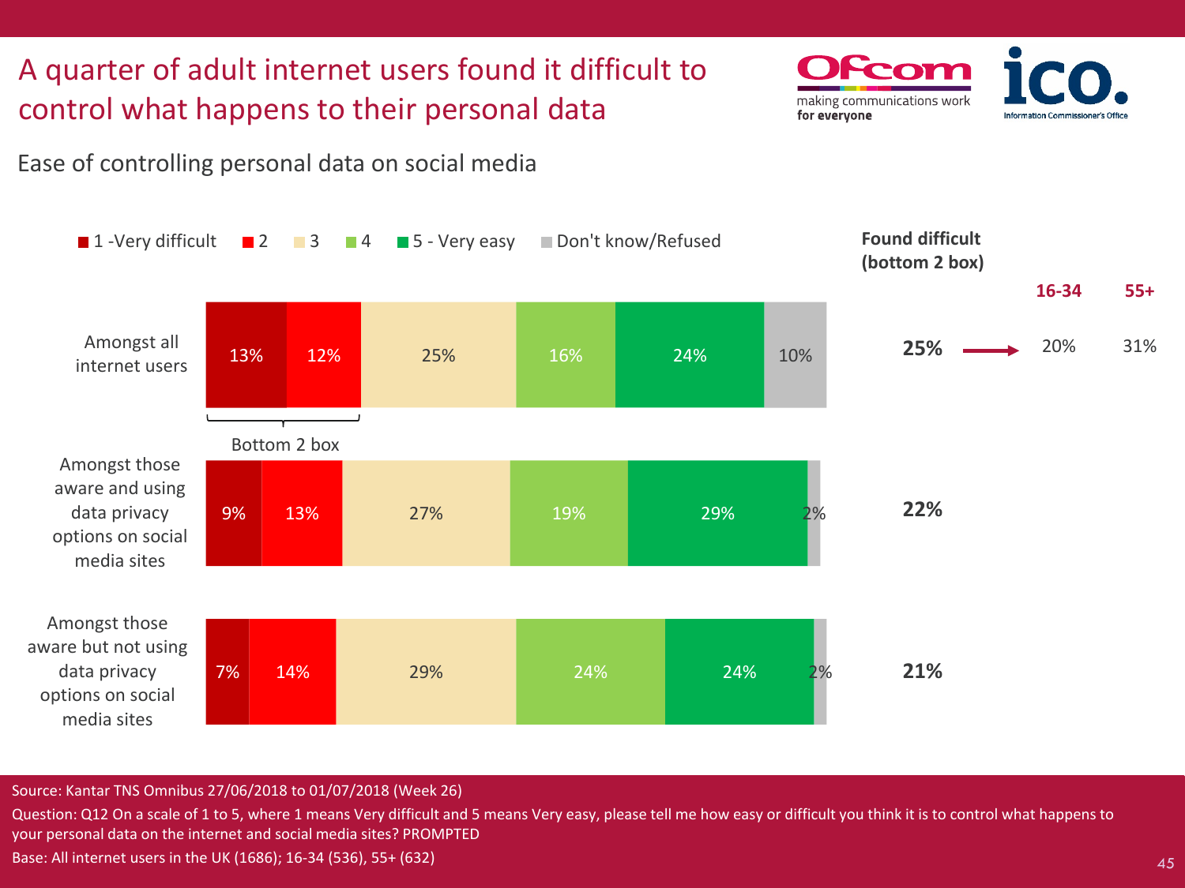# A quarter of adult internet users found it difficult to control what happens to their personal data

## Ease of controlling personal data on social media

| | 1 - Very difficult | 2 | 3 | 4 | 5 - Very easy | Don't know/Refused | Found difficult (bottom 2 box) |
|---|---|---|---|---|---|---|---|
| Amongst all internet users | 13% | 12% | 25% | 16% | 24% | 10% | 25% |
| Amongst those aware and using data privacy options on social media sites | 9% | 13% | 27% | 19% | 29% | 2% | 22% |
| Amongst those aware but not using data privacy options on social media sites | 7% | 14% | 29% | 24% | 24% | 2% | 21% |

Found difficult (bottom 2 box) amongst all internet users: 25% → 16-34: 20%; 55+: 31%

Source: Kantar TNS Omnibus 27/06/2018 to 01/07/2018 (Week 26)

Question: Q12 On a scale of 1 to 5, where 1 means Very difficult and 5 means Very easy, please tell me how easy or difficult you think it is to control what happens to your personal data on the internet and social media sites? PROMPTED

Base: All internet users in the UK (1686); 16-34 (536), 55+ (632)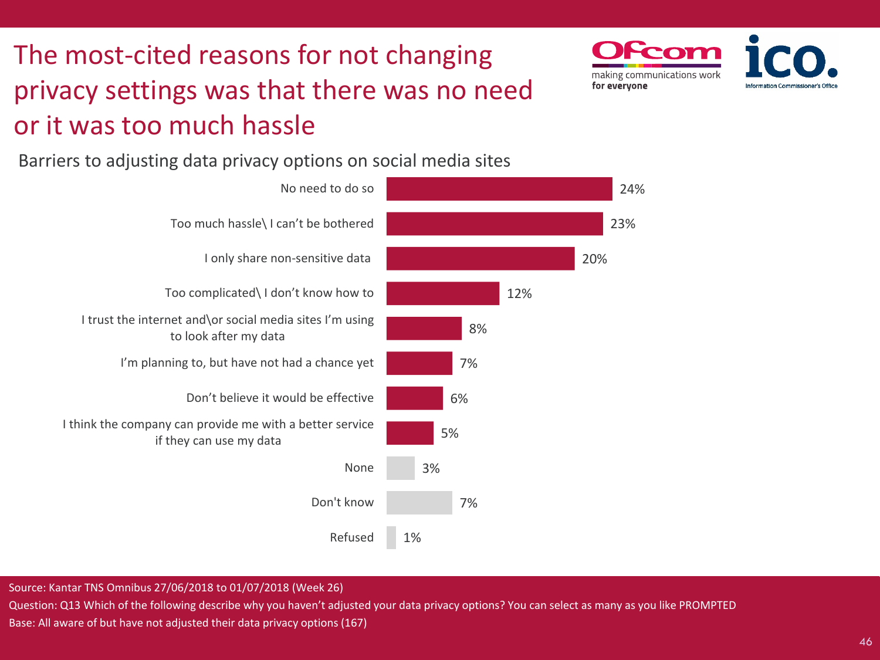# The most-cited reasons for not changing privacy settings was that there was no need or it was too much hassle

## Barriers to adjusting data privacy options on social media sites

| Reason | % |
|---|---|
| No need to do so | 24% |
| Too much hassle\ I can’t be bothered | 23% |
| I only share non-sensitive data | 20% |
| Too complicated\ I don’t know how to | 12% |
| I trust the internet and\or social media sites I’m using to look after my data | 8% |
| I’m planning to, but have not had a chance yet | 7% |
| Don’t believe it would be effective | 6% |
| I think the company can provide me with a better service if they can use my data | 5% |
| None | 3% |
| Don't know | 7% |
| Refused | 1% |

Source: Kantar TNS Omnibus 27/06/2018 to 01/07/2018 (Week 26)

Question: Q13 Which of the following describe why you haven’t adjusted your data privacy options? You can select as many as you like PROMPTED

Base: All aware of but have not adjusted their data privacy options (167)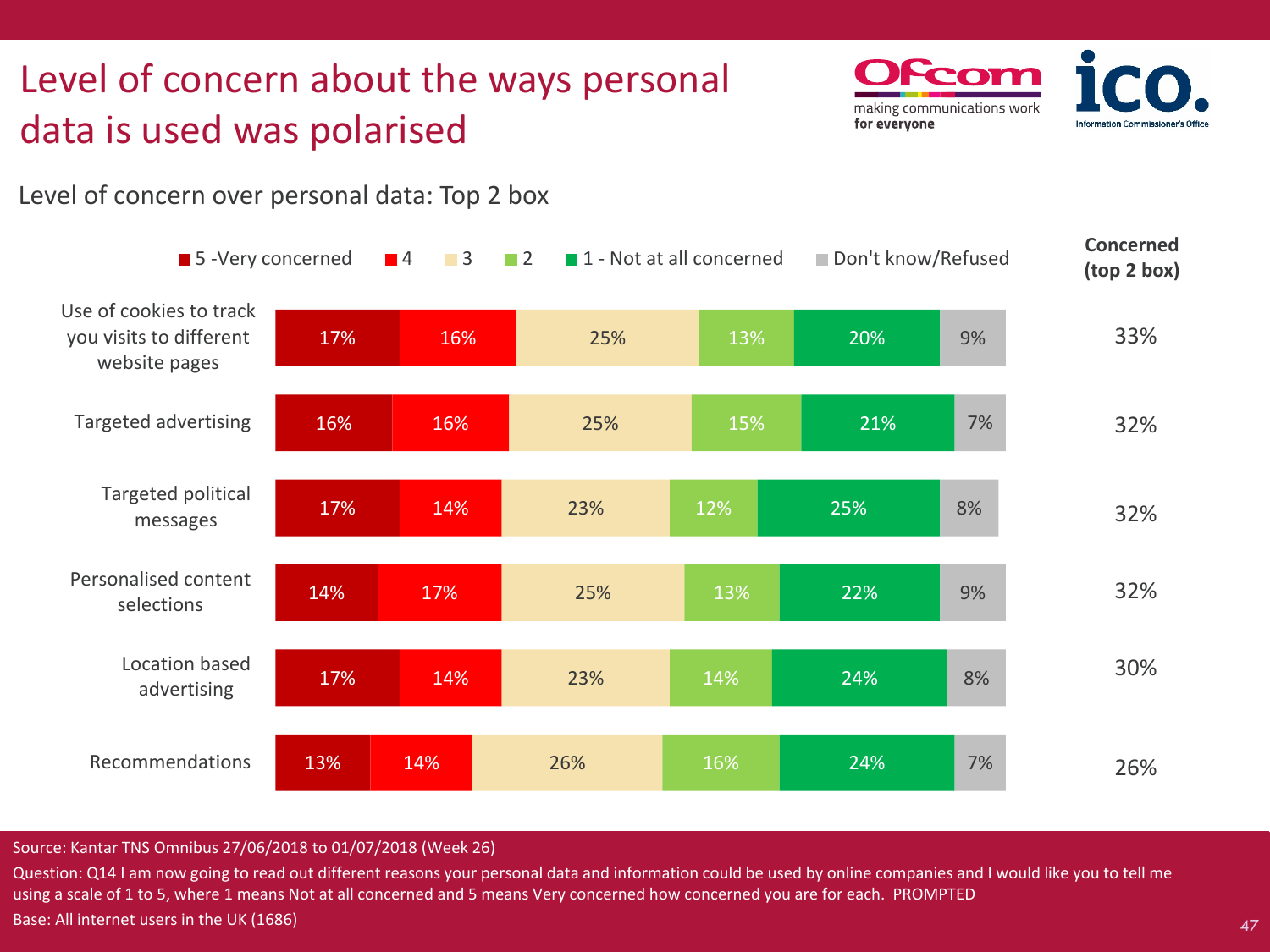# Level of concern about the ways personal data is used was polarised

Level of concern over personal data: Top 2 box

| | 5 - Very concerned | 4 | 3 | 2 | 1 - Not at all concerned | Don't know/Refused | Concerned (top 2 box) |
|---|---|---|---|---|---|---|---|
| Use of cookies to track you visits to different website pages | 17% | 16% | 25% | 13% | 20% | 9% | 33% |
| Targeted advertising | 16% | 16% | 25% | 15% | 21% | 7% | 32% |
| Targeted political messages | 17% | 14% | 23% | 12% | 25% | 8% | 32% |
| Personalised content selections | 14% | 17% | 25% | 13% | 22% | 9% | 32% |
| Location based advertising | 17% | 14% | 23% | 14% | 24% | 8% | 30% |
| Recommendations | 13% | 14% | 26% | 16% | 24% | 7% | 26% |

Source: Kantar TNS Omnibus 27/06/2018 to 01/07/2018 (Week 26)

Question: Q14 I am now going to read out different reasons your personal data and information could be used by online companies and I would like you to tell me using a scale of 1 to 5, where 1 means Not at all concerned and 5 means Very concerned how concerned you are for each. PROMPTED

Base: All internet users in the UK (1686)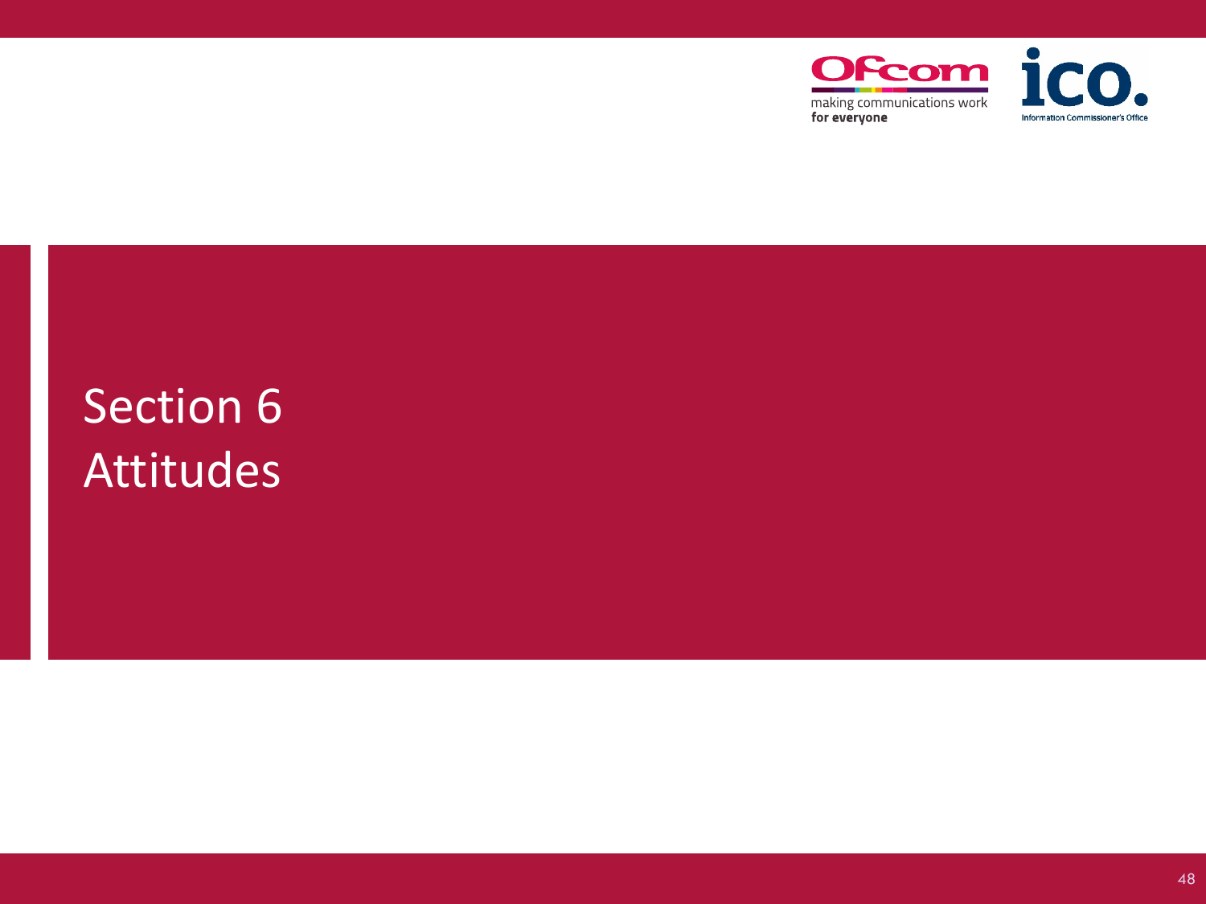# Section 6
Attitudes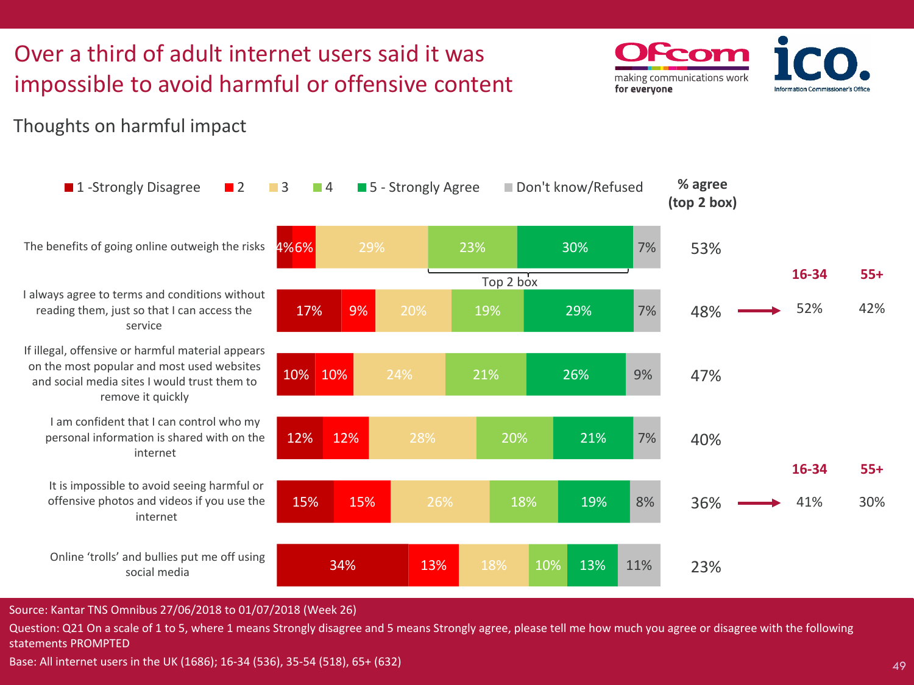# Over a third of adult internet users said it was impossible to avoid harmful or offensive content

Ofcom making communications work for everyone

ico. Information Commissioner's Office

## Thoughts on harmful impact

1 -Strongly Disagree
2
3
4
5 - Strongly Agree
Don't know/Refused
% agree (top 2 box)

The benefits of going online outweigh the risks
4% 6% 29% 23% 30% 7%
Top 2 box
53%

I always agree to terms and conditions without reading them, just so that I can access the service
17% 9% 20% 19% 29% 7%
48%
16-34: 52%
55+: 42%

If illegal, offensive or harmful material appears on the most popular and most used websites and social media sites I would trust them to remove it quickly
10% 10% 24% 21% 26% 9%
47%

I am confident that I can control who my personal information is shared with on the internet
12% 12% 28% 20% 21% 7%
40%

It is impossible to avoid seeing harmful or offensive photos and videos if you use the internet
15% 15% 26% 18% 19% 8%
36%
16-34: 41%
55+: 30%

Online 'trolls' and bullies put me off using social media
34% 13% 18% 10% 13% 11%
23%

Source: Kantar TNS Omnibus 27/06/2018 to 01/07/2018 (Week 26)

Question: Q21 On a scale of 1 to 5, where 1 means Strongly disagree and 5 means Strongly agree, please tell me how much you agree or disagree with the following statements PROMPTED

Base: All internet users in the UK (1686); 16-34 (536), 35-54 (518), 65+ (632)